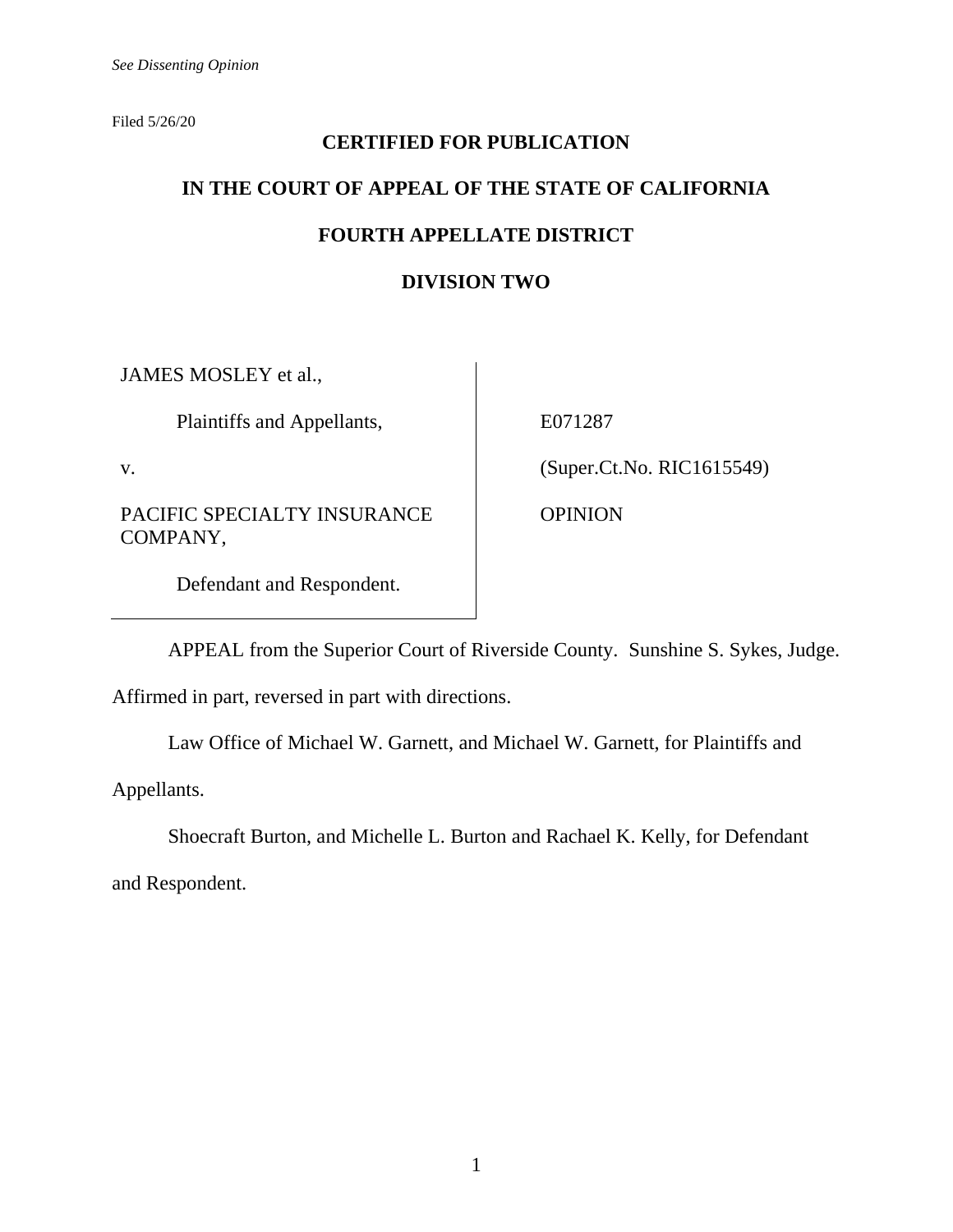*See Dissenting Opinion*

Filed 5/26/20

**CERTIFIED FOR PUBLICATION**

**IN THE COURT OF APPEAL OF THE STATE OF CALIFORNIA**

**FOURTH APPELLATE DISTRICT**

**DIVISION TWO**

| | |
|---|---|
| JAMES MOSLEY et al., | |
| Plaintiffs and Appellants, | E071287 |
| v. | (Super.Ct.No. RIC1615549) |
| PACIFIC SPECIALTY INSURANCE COMPANY, | OPINION |
| Defendant and Respondent. | |

APPEAL from the Superior Court of Riverside County. Sunshine S. Sykes, Judge. Affirmed in part, reversed in part with directions.

Law Office of Michael W. Garnett, and Michael W. Garnett, for Plaintiffs and Appellants.

Shoecraft Burton, and Michelle L. Burton and Rachael K. Kelly, for Defendant and Respondent.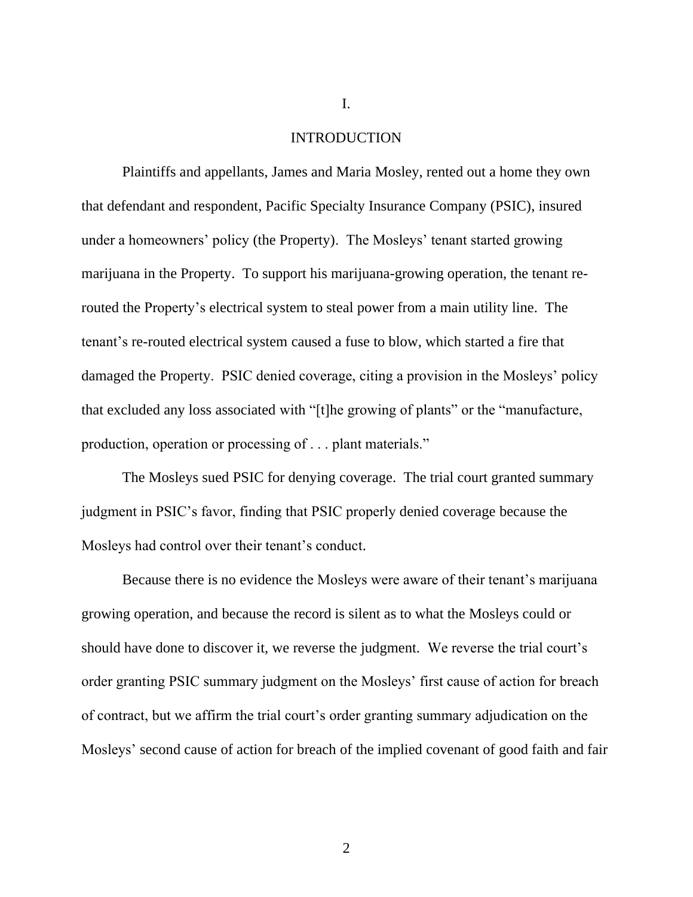# I.

# INTRODUCTION

Plaintiffs and appellants, James and Maria Mosley, rented out a home they own that defendant and respondent, Pacific Specialty Insurance Company (PSIC), insured under a homeowners' policy (the Property). The Mosleys' tenant started growing marijuana in the Property. To support his marijuana-growing operation, the tenant re-routed the Property's electrical system to steal power from a main utility line. The tenant's re-routed electrical system caused a fuse to blow, which started a fire that damaged the Property. PSIC denied coverage, citing a provision in the Mosleys' policy that excluded any loss associated with "[t]he growing of plants" or the "manufacture, production, operation or processing of . . . plant materials."

The Mosleys sued PSIC for denying coverage. The trial court granted summary judgment in PSIC's favor, finding that PSIC properly denied coverage because the Mosleys had control over their tenant's conduct.

Because there is no evidence the Mosleys were aware of their tenant's marijuana growing operation, and because the record is silent as to what the Mosleys could or should have done to discover it, we reverse the judgment. We reverse the trial court's order granting PSIC summary judgment on the Mosleys' first cause of action for breach of contract, but we affirm the trial court's order granting summary adjudication on the Mosleys' second cause of action for breach of the implied covenant of good faith and fair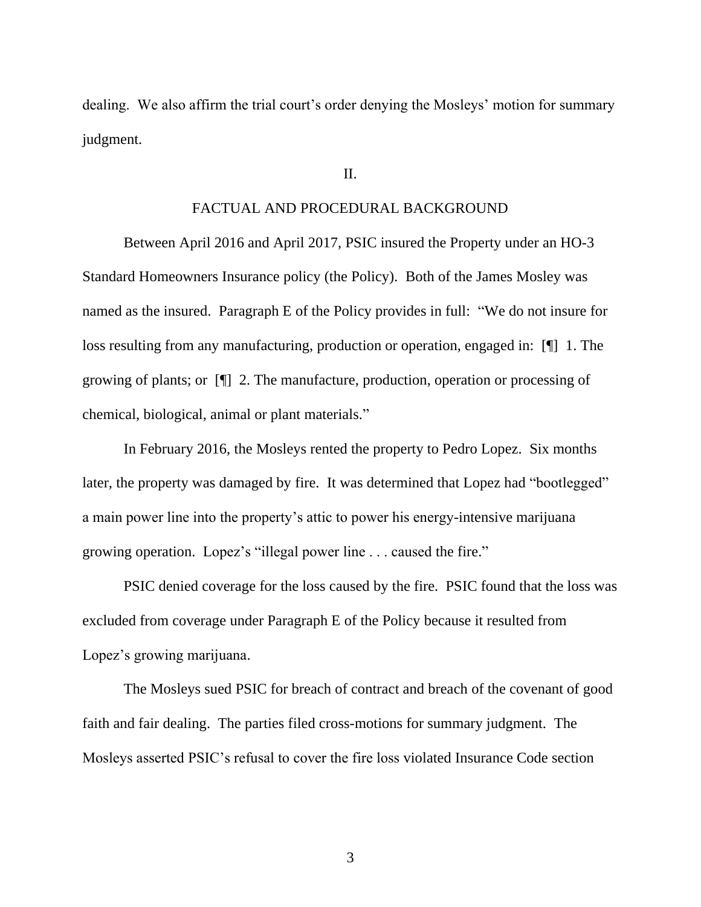dealing. We also affirm the trial court's order denying the Mosleys' motion for summary judgment.

## II.

## FACTUAL AND PROCEDURAL BACKGROUND

Between April 2016 and April 2017, PSIC insured the Property under an HO-3 Standard Homeowners Insurance policy (the Policy). Both of the James Mosley was named as the insured. Paragraph E of the Policy provides in full: "We do not insure for loss resulting from any manufacturing, production or operation, engaged in: [¶] 1. The growing of plants; or [¶] 2. The manufacture, production, operation or processing of chemical, biological, animal or plant materials."

In February 2016, the Mosleys rented the property to Pedro Lopez. Six months later, the property was damaged by fire. It was determined that Lopez had "bootlegged" a main power line into the property's attic to power his energy-intensive marijuana growing operation. Lopez's "illegal power line . . . caused the fire."

PSIC denied coverage for the loss caused by the fire. PSIC found that the loss was excluded from coverage under Paragraph E of the Policy because it resulted from Lopez's growing marijuana.

The Mosleys sued PSIC for breach of contract and breach of the covenant of good faith and fair dealing. The parties filed cross-motions for summary judgment. The Mosleys asserted PSIC's refusal to cover the fire loss violated Insurance Code section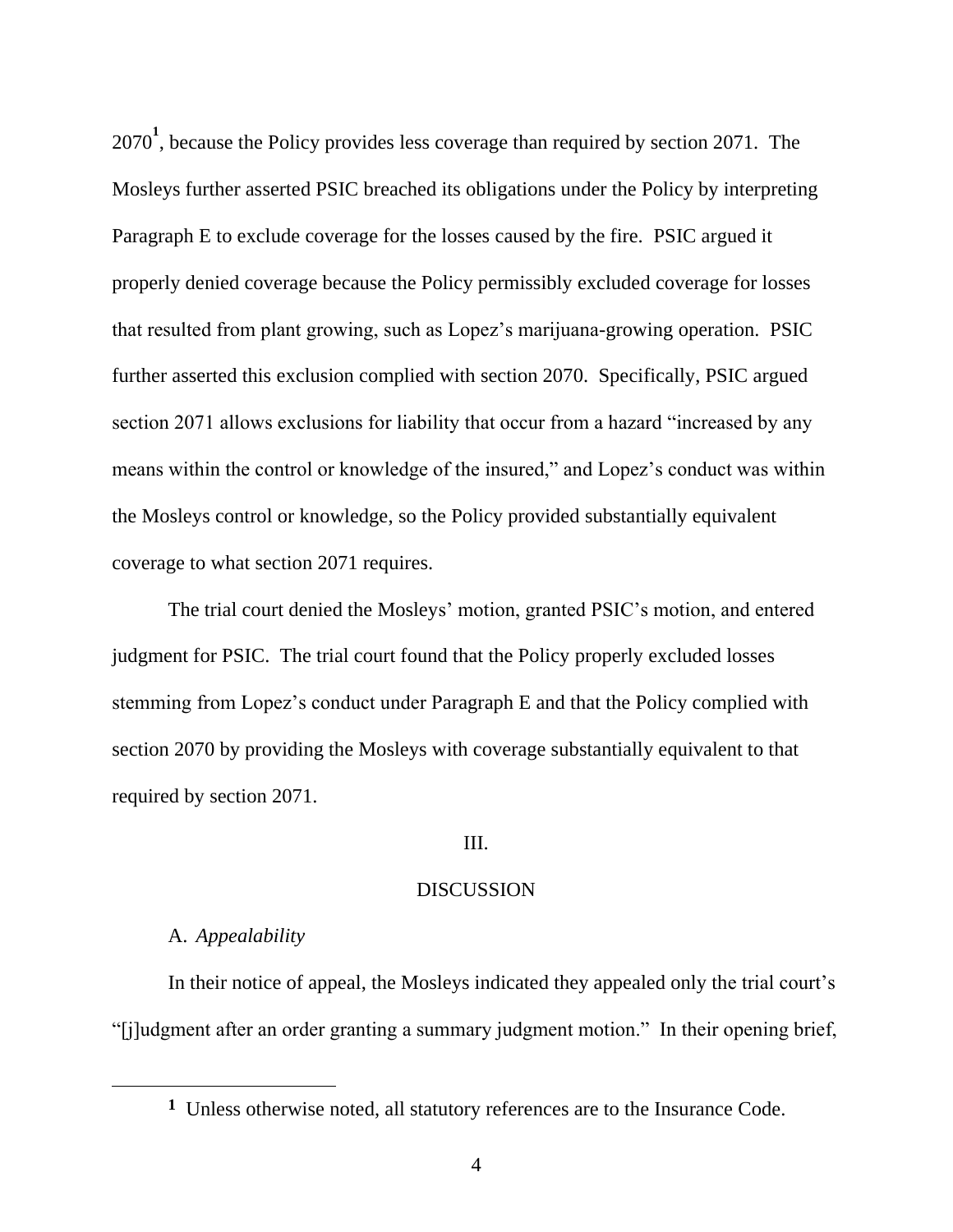2070[1], because the Policy provides less coverage than required by section 2071. The Mosleys further asserted PSIC breached its obligations under the Policy by interpreting Paragraph E to exclude coverage for the losses caused by the fire. PSIC argued it properly denied coverage because the Policy permissibly excluded coverage for losses that resulted from plant growing, such as Lopez's marijuana-growing operation. PSIC further asserted this exclusion complied with section 2070. Specifically, PSIC argued section 2071 allows exclusions for liability that occur from a hazard "increased by any means within the control or knowledge of the insured," and Lopez's conduct was within the Mosleys control or knowledge, so the Policy provided substantially equivalent coverage to what section 2071 requires.

The trial court denied the Mosleys' motion, granted PSIC's motion, and entered judgment for PSIC. The trial court found that the Policy properly excluded losses stemming from Lopez's conduct under Paragraph E and that the Policy complied with section 2070 by providing the Mosleys with coverage substantially equivalent to that required by section 2071.

## III.

## DISCUSSION

### A. *Appealability*

In their notice of appeal, the Mosleys indicated they appealed only the trial court's "[j]udgment after an order granting a summary judgment motion." In their opening brief,

---

[1] Unless otherwise noted, all statutory references are to the Insurance Code.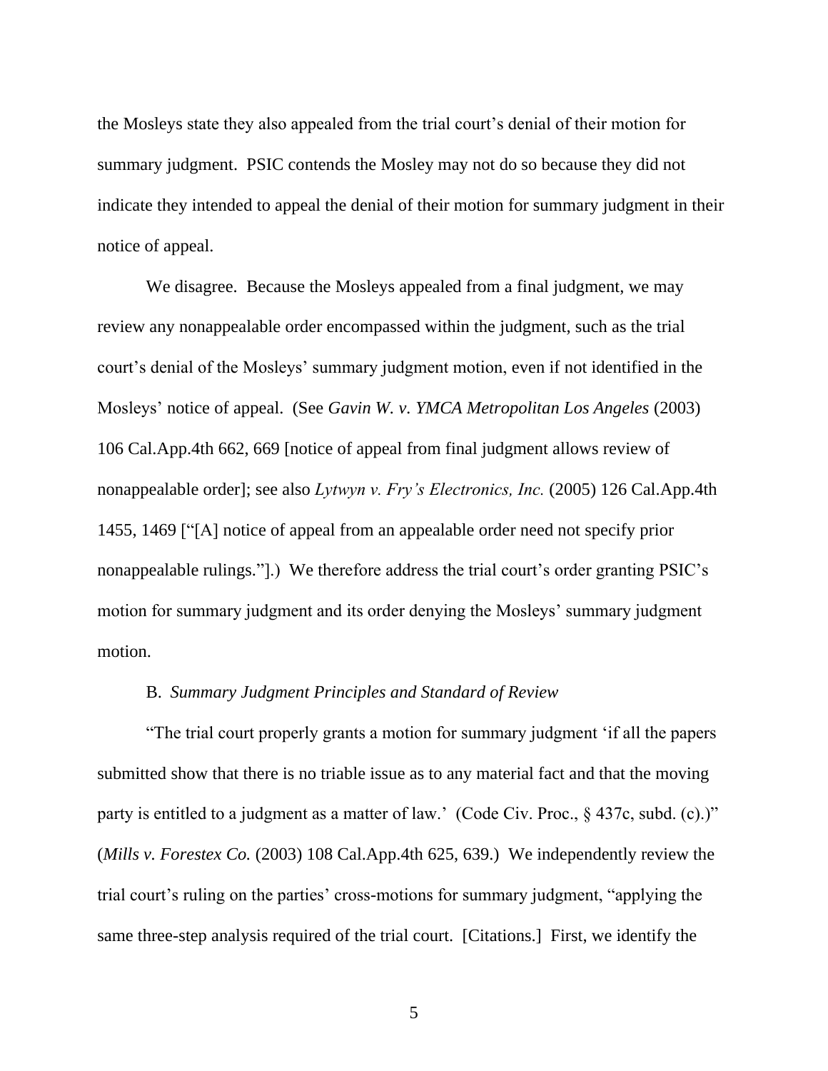the Mosleys state they also appealed from the trial court's denial of their motion for summary judgment. PSIC contends the Mosley may not do so because they did not indicate they intended to appeal the denial of their motion for summary judgment in their notice of appeal.

We disagree. Because the Mosleys appealed from a final judgment, we may review any nonappealable order encompassed within the judgment, such as the trial court's denial of the Mosleys' summary judgment motion, even if not identified in the Mosleys' notice of appeal. (See *Gavin W. v. YMCA Metropolitan Los Angeles* (2003) 106 Cal.App.4th 662, 669 [notice of appeal from final judgment allows review of nonappealable order]; see also *Lytwyn v. Fry's Electronics, Inc.* (2005) 126 Cal.App.4th 1455, 1469 ["[A] notice of appeal from an appealable order need not specify prior nonappealable rulings."].) We therefore address the trial court's order granting PSIC's motion for summary judgment and its order denying the Mosleys' summary judgment motion.

B. *Summary Judgment Principles and Standard of Review*

"The trial court properly grants a motion for summary judgment 'if all the papers submitted show that there is no triable issue as to any material fact and that the moving party is entitled to a judgment as a matter of law.' (Code Civ. Proc., § 437c, subd. (c).)" (*Mills v. Forestex Co.* (2003) 108 Cal.App.4th 625, 639.) We independently review the trial court's ruling on the parties' cross-motions for summary judgment, "applying the same three-step analysis required of the trial court. [Citations.] First, we identify the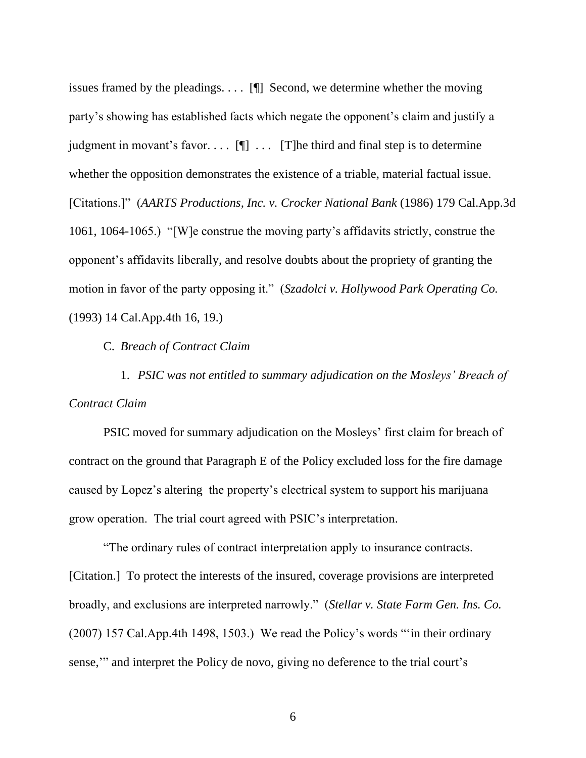issues framed by the pleadings. . . . [¶] Second, we determine whether the moving party's showing has established facts which negate the opponent's claim and justify a judgment in movant's favor. . . . [¶] . . . [T]he third and final step is to determine whether the opposition demonstrates the existence of a triable, material factual issue. [Citations.]" (*AARTS Productions, Inc. v. Crocker National Bank* (1986) 179 Cal.App.3d 1061, 1064-1065.) "[W]e construe the moving party's affidavits strictly, construe the opponent's affidavits liberally, and resolve doubts about the propriety of granting the motion in favor of the party opposing it." (*Szadolci v. Hollywood Park Operating Co.* (1993) 14 Cal.App.4th 16, 19.)

C. *Breach of Contract Claim*

1. *PSIC was not entitled to summary adjudication on the Mosleys' Breach of Contract Claim*

PSIC moved for summary adjudication on the Mosleys' first claim for breach of contract on the ground that Paragraph E of the Policy excluded loss for the fire damage caused by Lopez's altering the property's electrical system to support his marijuana grow operation. The trial court agreed with PSIC's interpretation.

"The ordinary rules of contract interpretation apply to insurance contracts. [Citation.] To protect the interests of the insured, coverage provisions are interpreted broadly, and exclusions are interpreted narrowly." (*Stellar v. State Farm Gen. Ins. Co.* (2007) 157 Cal.App.4th 1498, 1503.) We read the Policy's words "'in their ordinary sense,'" and interpret the Policy de novo, giving no deference to the trial court's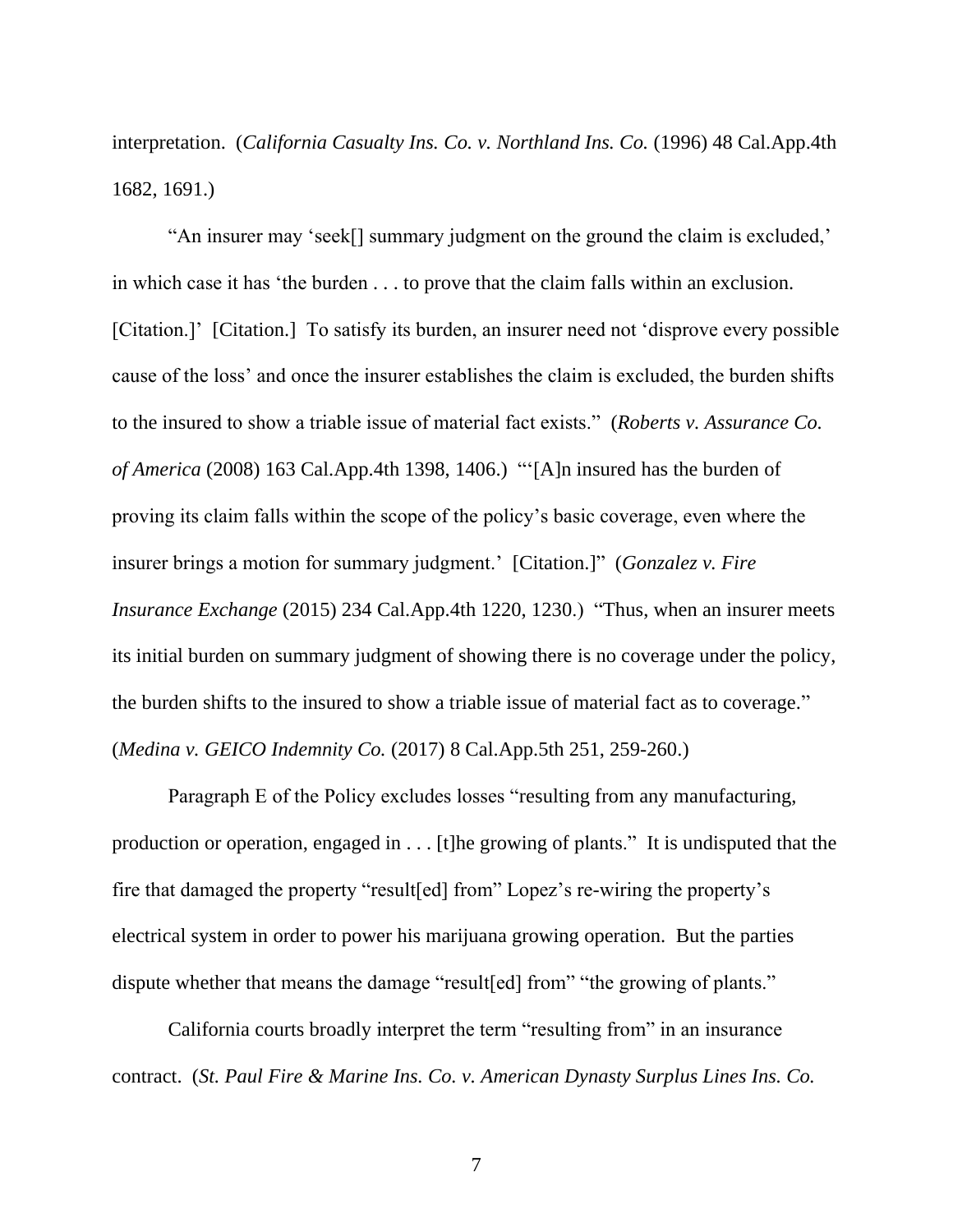interpretation. (*California Casualty Ins. Co. v. Northland Ins. Co.* (1996) 48 Cal.App.4th 1682, 1691.)

"An insurer may 'seek[] summary judgment on the ground the claim is excluded,' in which case it has 'the burden . . . to prove that the claim falls within an exclusion. [Citation.]' [Citation.] To satisfy its burden, an insurer need not 'disprove every possible cause of the loss' and once the insurer establishes the claim is excluded, the burden shifts to the insured to show a triable issue of material fact exists." (*Roberts v. Assurance Co. of America* (2008) 163 Cal.App.4th 1398, 1406.) "'[A]n insured has the burden of proving its claim falls within the scope of the policy's basic coverage, even where the insurer brings a motion for summary judgment.' [Citation.]" (*Gonzalez v. Fire Insurance Exchange* (2015) 234 Cal.App.4th 1220, 1230.) "Thus, when an insurer meets its initial burden on summary judgment of showing there is no coverage under the policy, the burden shifts to the insured to show a triable issue of material fact as to coverage." (*Medina v. GEICO Indemnity Co.* (2017) 8 Cal.App.5th 251, 259-260.)

Paragraph E of the Policy excludes losses "resulting from any manufacturing, production or operation, engaged in . . . [t]he growing of plants." It is undisputed that the fire that damaged the property "result[ed] from" Lopez's re-wiring the property's electrical system in order to power his marijuana growing operation. But the parties dispute whether that means the damage "result[ed] from" "the growing of plants."

California courts broadly interpret the term "resulting from" in an insurance contract. (*St. Paul Fire & Marine Ins. Co. v. American Dynasty Surplus Lines Ins. Co.*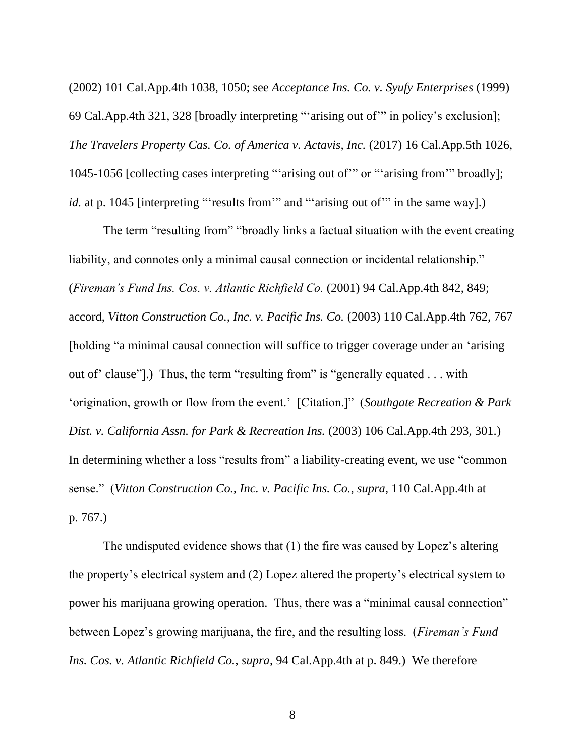(2002) 101 Cal.App.4th 1038, 1050; see *Acceptance Ins. Co. v. Syufy Enterprises* (1999) 69 Cal.App.4th 321, 328 [broadly interpreting "'arising out of'" in policy's exclusion]; *The Travelers Property Cas. Co. of America v. Actavis, Inc.* (2017) 16 Cal.App.5th 1026, 1045-1056 [collecting cases interpreting "'arising out of'" or "'arising from'" broadly]; *id.* at p. 1045 [interpreting "'results from'" and "'arising out of'" in the same way].)

The term "resulting from" "broadly links a factual situation with the event creating liability, and connotes only a minimal causal connection or incidental relationship." (*Fireman's Fund Ins. Cos. v. Atlantic Richfield Co.* (2001) 94 Cal.App.4th 842, 849; accord, *Vitton Construction Co., Inc. v. Pacific Ins. Co.* (2003) 110 Cal.App.4th 762, 767 [holding "a minimal causal connection will suffice to trigger coverage under an 'arising out of' clause"].) Thus, the term "resulting from" is "generally equated . . . with 'origination, growth or flow from the event.' [Citation.]" (*Southgate Recreation & Park Dist. v. California Assn. for Park & Recreation Ins.* (2003) 106 Cal.App.4th 293, 301.) In determining whether a loss "results from" a liability-creating event, we use "common sense." (*Vitton Construction Co., Inc. v. Pacific Ins. Co.*, *supra*, 110 Cal.App.4th at p. 767.)

The undisputed evidence shows that (1) the fire was caused by Lopez's altering the property's electrical system and (2) Lopez altered the property's electrical system to power his marijuana growing operation. Thus, there was a "minimal causal connection" between Lopez's growing marijuana, the fire, and the resulting loss. (*Fireman's Fund Ins. Cos. v. Atlantic Richfield Co.*, *supra*, 94 Cal.App.4th at p. 849.) We therefore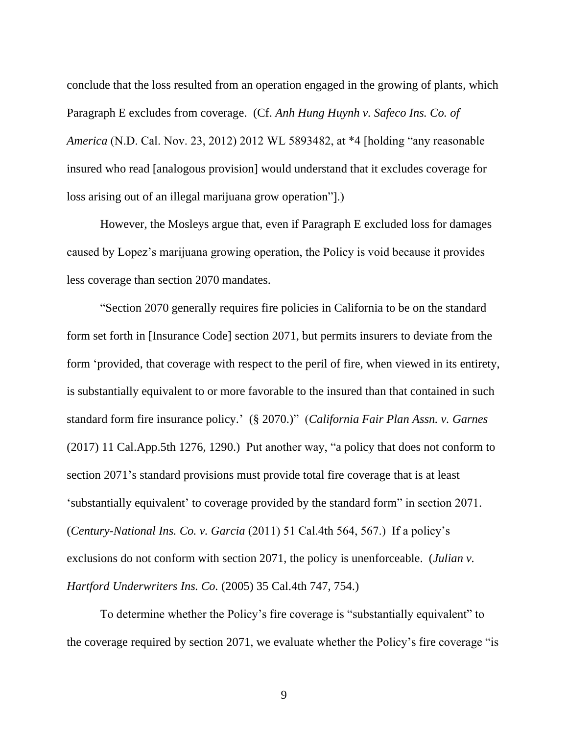conclude that the loss resulted from an operation engaged in the growing of plants, which Paragraph E excludes from coverage. (Cf. *Anh Hung Huynh v. Safeco Ins. Co. of America* (N.D. Cal. Nov. 23, 2012) 2012 WL 5893482, at *4 [holding "any reasonable insured who read [analogous provision] would understand that it excludes coverage for loss arising out of an illegal marijuana grow operation"].)

However, the Mosleys argue that, even if Paragraph E excluded loss for damages caused by Lopez's marijuana growing operation, the Policy is void because it provides less coverage than section 2070 mandates.

"Section 2070 generally requires fire policies in California to be on the standard form set forth in [Insurance Code] section 2071, but permits insurers to deviate from the form 'provided, that coverage with respect to the peril of fire, when viewed in its entirety, is substantially equivalent to or more favorable to the insured than that contained in such standard form fire insurance policy.' (§ 2070.)" (*California Fair Plan Assn. v. Garnes* (2017) 11 Cal.App.5th 1276, 1290.) Put another way, "a policy that does not conform to section 2071's standard provisions must provide total fire coverage that is at least 'substantially equivalent' to coverage provided by the standard form" in section 2071. (*Century-National Ins. Co. v. Garcia* (2011) 51 Cal.4th 564, 567.) If a policy's exclusions do not conform with section 2071, the policy is unenforceable. (*Julian v. Hartford Underwriters Ins. Co.* (2005) 35 Cal.4th 747, 754.)

To determine whether the Policy's fire coverage is "substantially equivalent" to the coverage required by section 2071, we evaluate whether the Policy's fire coverage "is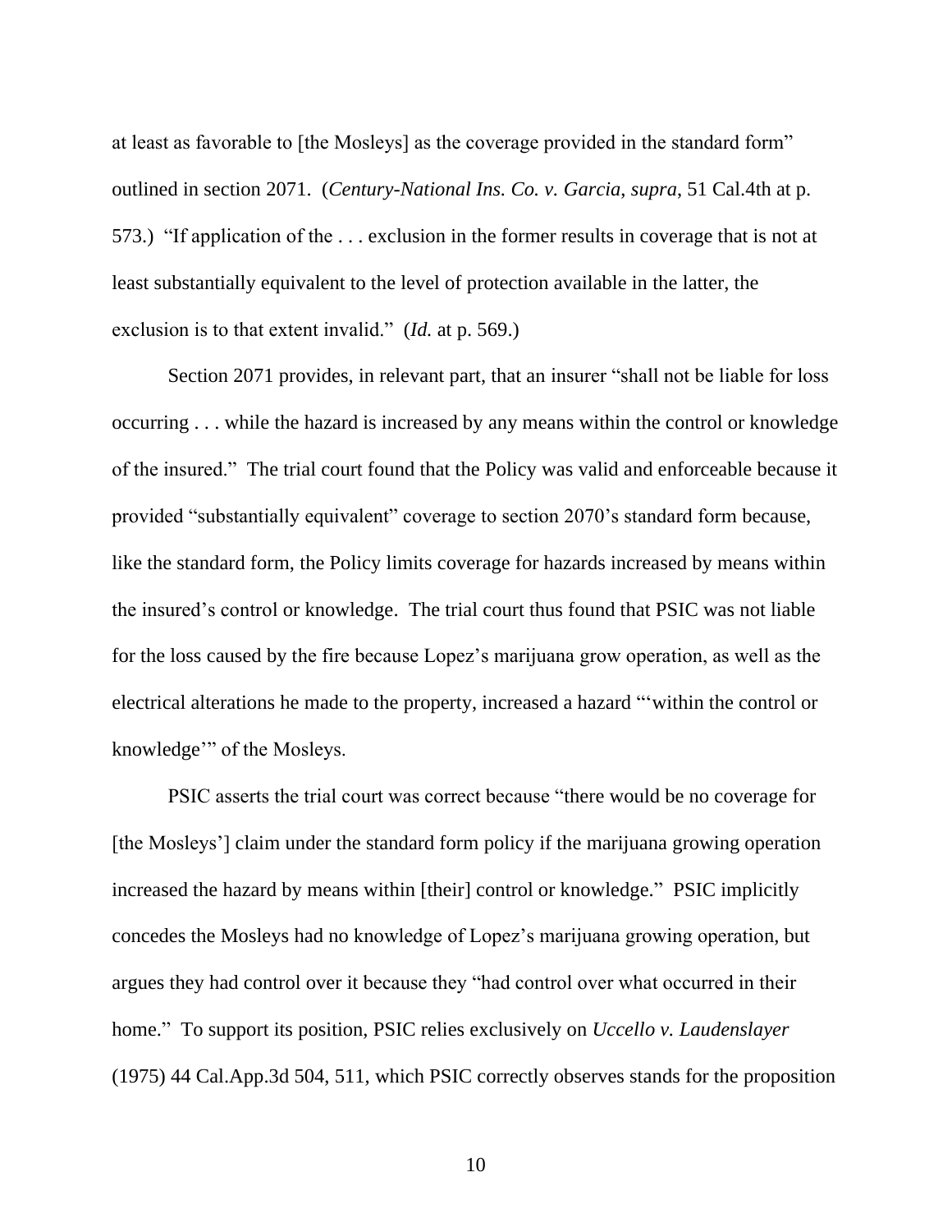at least as favorable to [the Mosleys] as the coverage provided in the standard form" outlined in section 2071. (*Century-National Ins. Co. v. Garcia*, *supra*, 51 Cal.4th at p. 573.) "If application of the . . . exclusion in the former results in coverage that is not at least substantially equivalent to the level of protection available in the latter, the exclusion is to that extent invalid." (*Id.* at p. 569.)

Section 2071 provides, in relevant part, that an insurer "shall not be liable for loss occurring . . . while the hazard is increased by any means within the control or knowledge of the insured." The trial court found that the Policy was valid and enforceable because it provided "substantially equivalent" coverage to section 2070's standard form because, like the standard form, the Policy limits coverage for hazards increased by means within the insured's control or knowledge. The trial court thus found that PSIC was not liable for the loss caused by the fire because Lopez's marijuana grow operation, as well as the electrical alterations he made to the property, increased a hazard "'within the control or knowledge'" of the Mosleys.

PSIC asserts the trial court was correct because "there would be no coverage for [the Mosleys'] claim under the standard form policy if the marijuana growing operation increased the hazard by means within [their] control or knowledge." PSIC implicitly concedes the Mosleys had no knowledge of Lopez's marijuana growing operation, but argues they had control over it because they "had control over what occurred in their home." To support its position, PSIC relies exclusively on *Uccello v. Laudenslayer* (1975) 44 Cal.App.3d 504, 511, which PSIC correctly observes stands for the proposition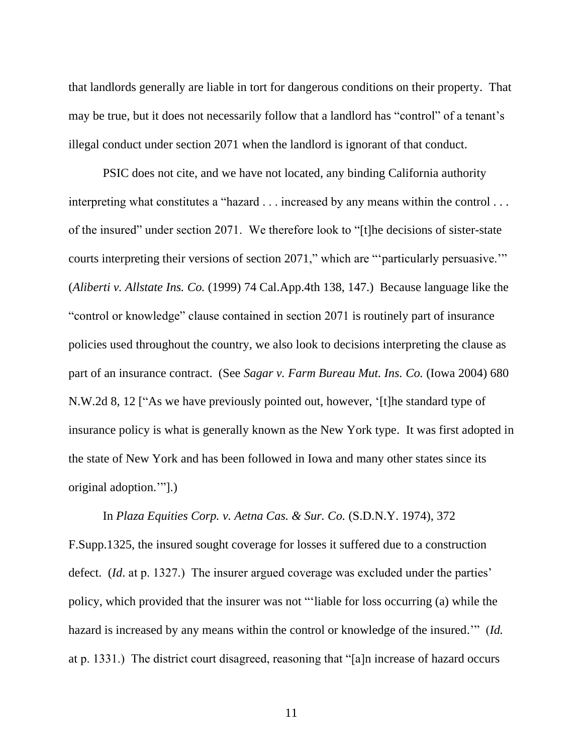that landlords generally are liable in tort for dangerous conditions on their property. That may be true, but it does not necessarily follow that a landlord has "control" of a tenant's illegal conduct under section 2071 when the landlord is ignorant of that conduct.

PSIC does not cite, and we have not located, any binding California authority interpreting what constitutes a "hazard . . . increased by any means within the control . . . of the insured" under section 2071. We therefore look to "[t]he decisions of sister-state courts interpreting their versions of section 2071," which are "'particularly persuasive.'" (*Aliberti v. Allstate Ins. Co.* (1999) 74 Cal.App.4th 138, 147.) Because language like the "control or knowledge" clause contained in section 2071 is routinely part of insurance policies used throughout the country, we also look to decisions interpreting the clause as part of an insurance contract. (See *Sagar v. Farm Bureau Mut. Ins. Co.* (Iowa 2004) 680 N.W.2d 8, 12 ["As we have previously pointed out, however, '[t]he standard type of insurance policy is what is generally known as the New York type. It was first adopted in the state of New York and has been followed in Iowa and many other states since its original adoption.'"].)

In *Plaza Equities Corp. v. Aetna Cas. & Sur. Co.* (S.D.N.Y. 1974), 372 F.Supp.1325, the insured sought coverage for losses it suffered due to a construction defect. (*Id*. at p. 1327.) The insurer argued coverage was excluded under the parties' policy, which provided that the insurer was not "'liable for loss occurring (a) while the hazard is increased by any means within the control or knowledge of the insured.'" (*Id.* at p. 1331.) The district court disagreed, reasoning that "[a]n increase of hazard occurs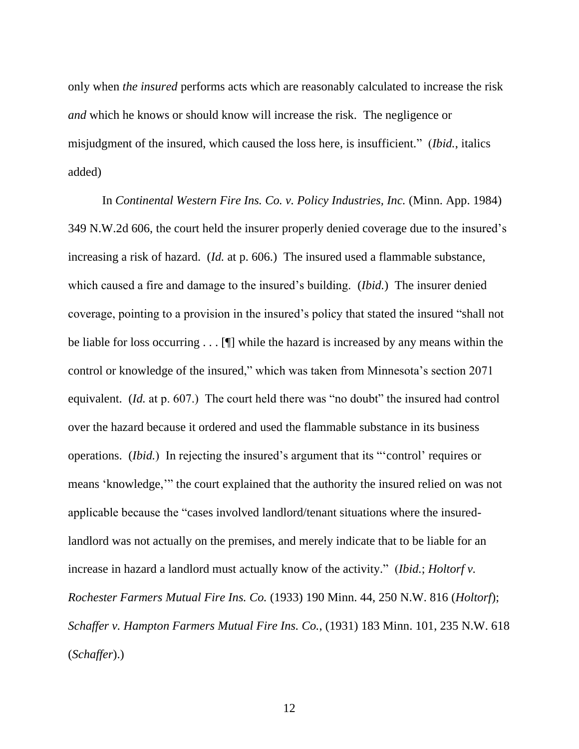only when *the insured* performs acts which are reasonably calculated to increase the risk *and* which he knows or should know will increase the risk. The negligence or misjudgment of the insured, which caused the loss here, is insufficient." (*Ibid.*, italics added)

In *Continental Western Fire Ins. Co. v. Policy Industries, Inc.* (Minn. App. 1984) 349 N.W.2d 606, the court held the insurer properly denied coverage due to the insured's increasing a risk of hazard. (*Id.* at p. 606.) The insured used a flammable substance, which caused a fire and damage to the insured's building. (*Ibid.*) The insurer denied coverage, pointing to a provision in the insured's policy that stated the insured "shall not be liable for loss occurring . . . [¶] while the hazard is increased by any means within the control or knowledge of the insured," which was taken from Minnesota's section 2071 equivalent. (*Id.* at p. 607.) The court held there was "no doubt" the insured had control over the hazard because it ordered and used the flammable substance in its business operations. (*Ibid.*) In rejecting the insured's argument that its "'control' requires or means 'knowledge,'" the court explained that the authority the insured relied on was not applicable because the "cases involved landlord/tenant situations where the insured-landlord was not actually on the premises, and merely indicate that to be liable for an increase in hazard a landlord must actually know of the activity." (*Ibid.*; *Holtorf v. Rochester Farmers Mutual Fire Ins. Co.* (1933) 190 Minn. 44, 250 N.W. 816 (*Holtorf*); *Schaffer v. Hampton Farmers Mutual Fire Ins. Co.*, (1931) 183 Minn. 101, 235 N.W. 618 (*Schaffer*).)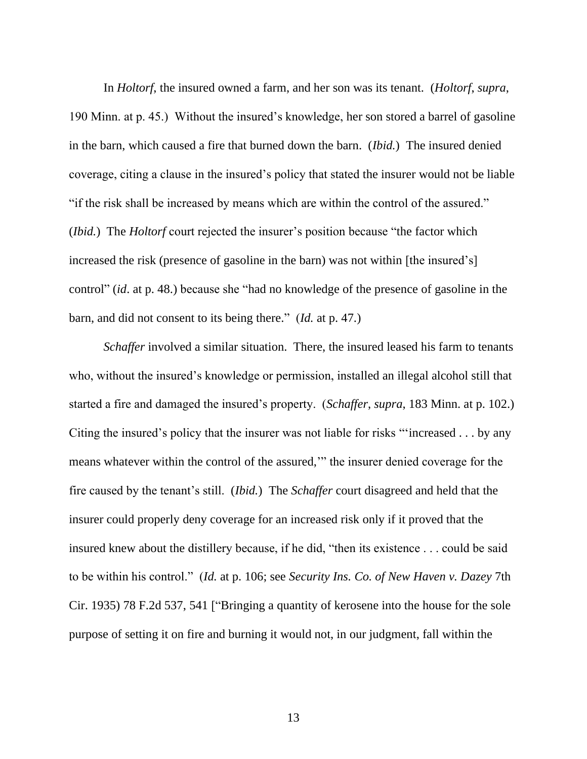In *Holtorf*, the insured owned a farm, and her son was its tenant. (*Holtorf*, *supra*, 190 Minn. at p. 45.) Without the insured's knowledge, her son stored a barrel of gasoline in the barn, which caused a fire that burned down the barn. (*Ibid.*) The insured denied coverage, citing a clause in the insured's policy that stated the insurer would not be liable "if the risk shall be increased by means which are within the control of the assured." (*Ibid.*) The *Holtorf* court rejected the insurer's position because "the factor which increased the risk (presence of gasoline in the barn) was not within [the insured's] control" (*id*. at p. 48.) because she "had no knowledge of the presence of gasoline in the barn, and did not consent to its being there." (*Id.* at p. 47.)

*Schaffer* involved a similar situation. There, the insured leased his farm to tenants who, without the insured's knowledge or permission, installed an illegal alcohol still that started a fire and damaged the insured's property. (*Schaffer*, *supra*, 183 Minn. at p. 102.) Citing the insured's policy that the insurer was not liable for risks "'increased . . . by any means whatever within the control of the assured,'" the insurer denied coverage for the fire caused by the tenant's still. (*Ibid.*) The *Schaffer* court disagreed and held that the insurer could properly deny coverage for an increased risk only if it proved that the insured knew about the distillery because, if he did, "then its existence . . . could be said to be within his control." (*Id.* at p. 106; see *Security Ins. Co. of New Haven v. Dazey* 7th Cir. 1935) 78 F.2d 537, 541 ["Bringing a quantity of kerosene into the house for the sole purpose of setting it on fire and burning it would not, in our judgment, fall within the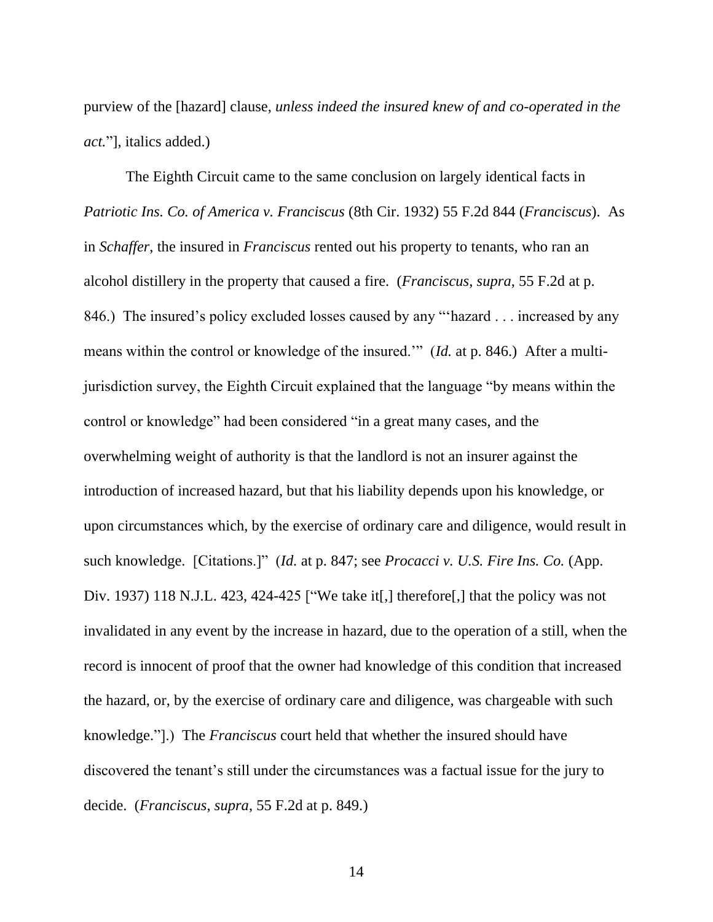purview of the [hazard] clause, *unless indeed the insured knew of and co-operated in the act.*"], italics added.)

The Eighth Circuit came to the same conclusion on largely identical facts in *Patriotic Ins. Co. of America v. Franciscus* (8th Cir. 1932) 55 F.2d 844 (*Franciscus*). As in *Schaffer*, the insured in *Franciscus* rented out his property to tenants, who ran an alcohol distillery in the property that caused a fire. (*Franciscus*, *supra*, 55 F.2d at p. 846.) The insured's policy excluded losses caused by any "'hazard . . . increased by any means within the control or knowledge of the insured.'" (*Id.* at p. 846.) After a multi-jurisdiction survey, the Eighth Circuit explained that the language "by means within the control or knowledge" had been considered "in a great many cases, and the overwhelming weight of authority is that the landlord is not an insurer against the introduction of increased hazard, but that his liability depends upon his knowledge, or upon circumstances which, by the exercise of ordinary care and diligence, would result in such knowledge. [Citations.]" (*Id.* at p. 847; see *Procacci v. U.S. Fire Ins. Co.* (App. Div. 1937) 118 N.J.L. 423, 424-425 ["We take it[,] therefore[,] that the policy was not invalidated in any event by the increase in hazard, due to the operation of a still, when the record is innocent of proof that the owner had knowledge of this condition that increased the hazard, or, by the exercise of ordinary care and diligence, was chargeable with such knowledge."].) The *Franciscus* court held that whether the insured should have discovered the tenant's still under the circumstances was a factual issue for the jury to decide. (*Franciscus*, *supra*, 55 F.2d at p. 849.)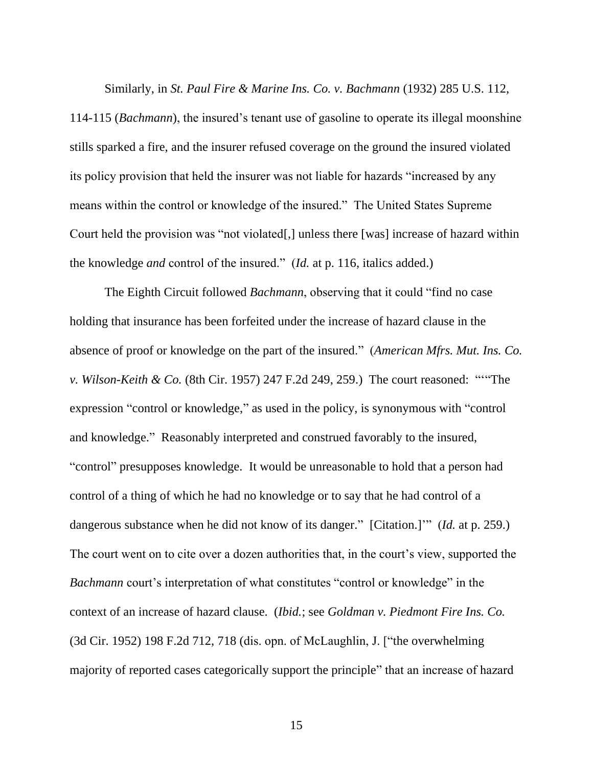Similarly, in *St. Paul Fire & Marine Ins. Co. v. Bachmann* (1932) 285 U.S. 112, 114-115 (*Bachmann*), the insured's tenant use of gasoline to operate its illegal moonshine stills sparked a fire, and the insurer refused coverage on the ground the insured violated its policy provision that held the insurer was not liable for hazards "increased by any means within the control or knowledge of the insured." The United States Supreme Court held the provision was "not violated[,] unless there [was] increase of hazard within the knowledge *and* control of the insured." (*Id.* at p. 116, italics added.)

The Eighth Circuit followed *Bachmann*, observing that it could "find no case holding that insurance has been forfeited under the increase of hazard clause in the absence of proof or knowledge on the part of the insured." (*American Mfrs. Mut. Ins. Co. v. Wilson-Keith & Co.* (8th Cir. 1957) 247 F.2d 249, 259.) The court reasoned: "'"The expression "control or knowledge," as used in the policy, is synonymous with "control and knowledge." Reasonably interpreted and construed favorably to the insured, "control" presupposes knowledge. It would be unreasonable to hold that a person had control of a thing of which he had no knowledge or to say that he had control of a dangerous substance when he did not know of its danger." [Citation.]'" (*Id.* at p. 259.) The court went on to cite over a dozen authorities that, in the court's view, supported the *Bachmann* court's interpretation of what constitutes "control or knowledge" in the context of an increase of hazard clause. (*Ibid.*; see *Goldman v. Piedmont Fire Ins. Co.* (3d Cir. 1952) 198 F.2d 712, 718 (dis. opn. of McLaughlin, J. ["the overwhelming majority of reported cases categorically support the principle" that an increase of hazard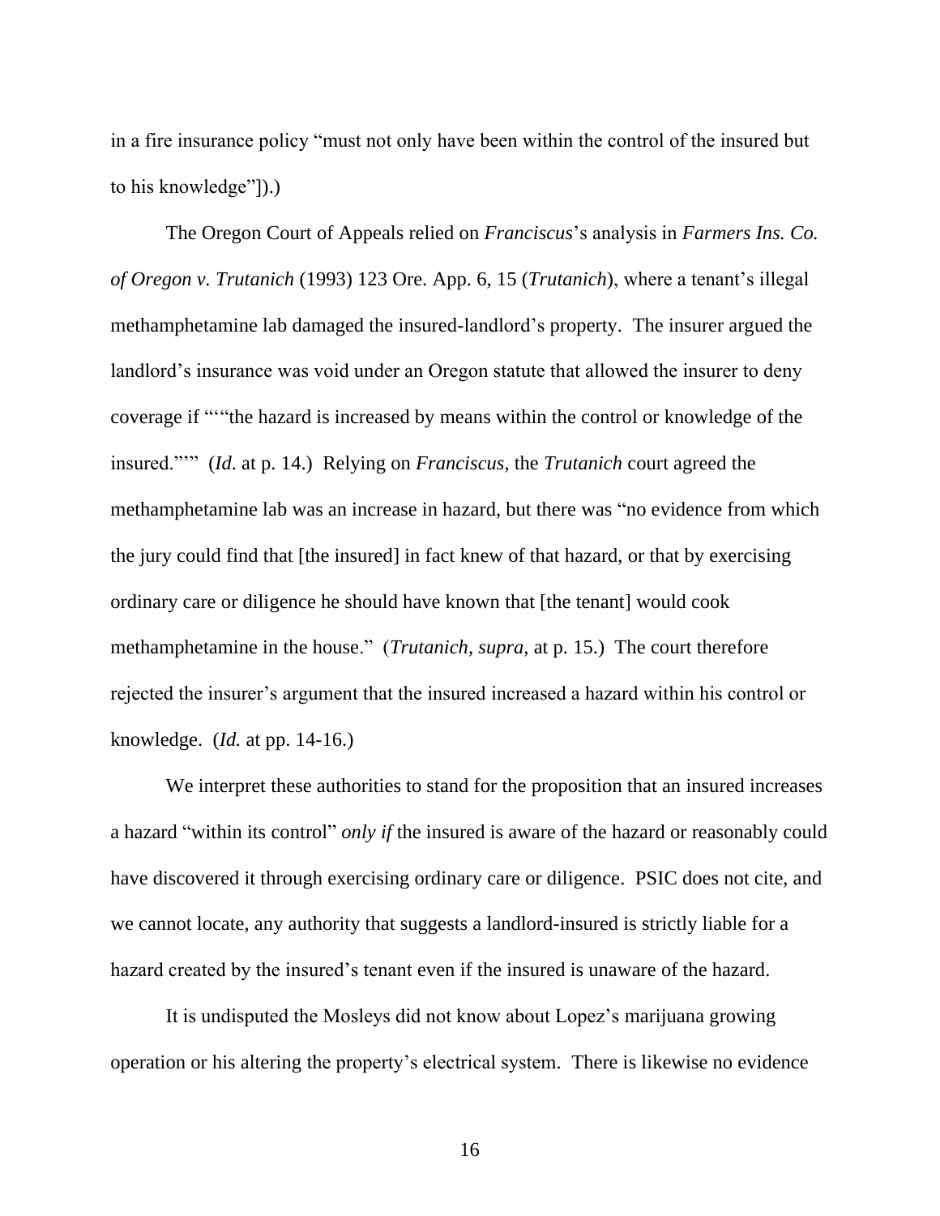in a fire insurance policy "must not only have been within the control of the insured but to his knowledge"]).)

The Oregon Court of Appeals relied on *Franciscus*'s analysis in *Farmers Ins. Co. of Oregon v. Trutanich* (1993) 123 Ore. App. 6, 15 (*Trutanich*), where a tenant's illegal methamphetamine lab damaged the insured-landlord's property. The insurer argued the landlord's insurance was void under an Oregon statute that allowed the insurer to deny coverage if """the hazard is increased by means within the control or knowledge of the insured."""  (*Id*. at p. 14.) Relying on *Franciscus,* the *Trutanich* court agreed the methamphetamine lab was an increase in hazard, but there was "no evidence from which the jury could find that [the insured] in fact knew of that hazard, or that by exercising ordinary care or diligence he should have known that [the tenant] would cook methamphetamine in the house." (*Trutanich*, *supra*, at p. 15.) The court therefore rejected the insurer's argument that the insured increased a hazard within his control or knowledge. (*Id.* at pp. 14-16.)

We interpret these authorities to stand for the proposition that an insured increases a hazard "within its control" *only if* the insured is aware of the hazard or reasonably could have discovered it through exercising ordinary care or diligence. PSIC does not cite, and we cannot locate, any authority that suggests a landlord-insured is strictly liable for a hazard created by the insured's tenant even if the insured is unaware of the hazard.

It is undisputed the Mosleys did not know about Lopez's marijuana growing operation or his altering the property's electrical system. There is likewise no evidence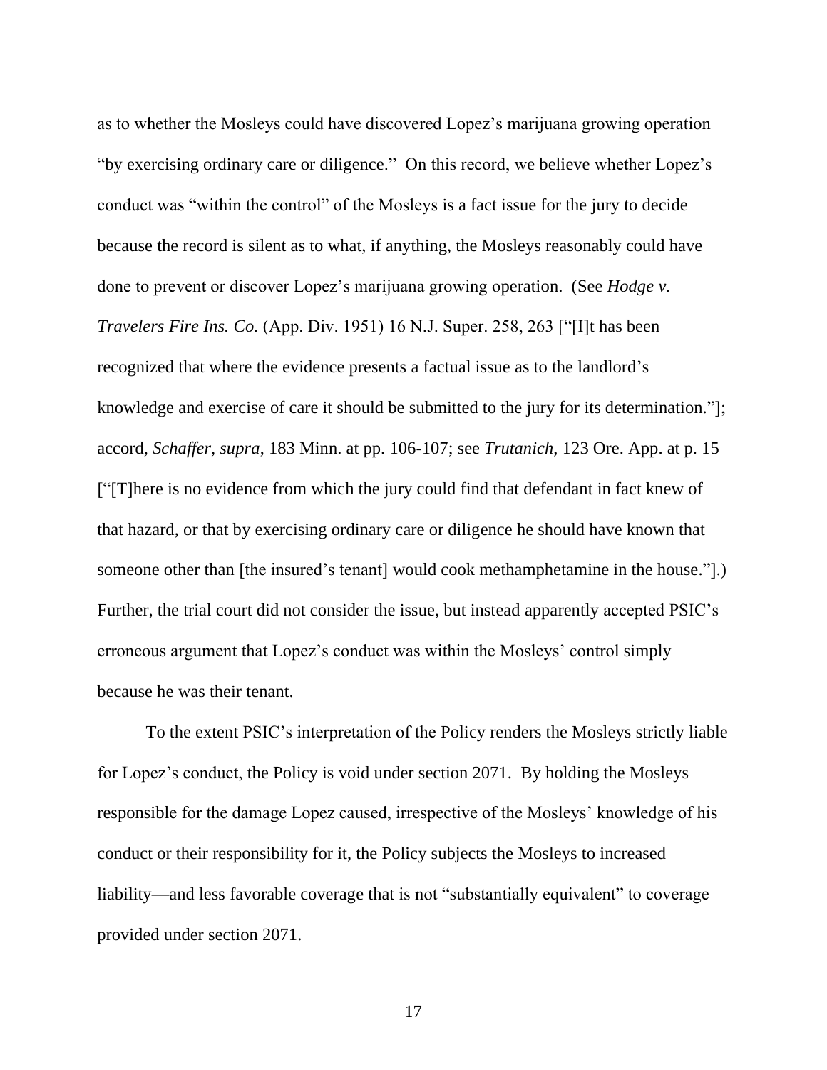as to whether the Mosleys could have discovered Lopez's marijuana growing operation "by exercising ordinary care or diligence." On this record, we believe whether Lopez's conduct was "within the control" of the Mosleys is a fact issue for the jury to decide because the record is silent as to what, if anything, the Mosleys reasonably could have done to prevent or discover Lopez's marijuana growing operation. (See *Hodge v. Travelers Fire Ins. Co.* (App. Div. 1951) 16 N.J. Super. 258, 263 ["[I]t has been recognized that where the evidence presents a factual issue as to the landlord's knowledge and exercise of care it should be submitted to the jury for its determination."]; accord, *Schaffer*, *supra*, 183 Minn. at pp. 106-107; see *Trutanich*, 123 Ore. App. at p. 15 ["[T]here is no evidence from which the jury could find that defendant in fact knew of that hazard, or that by exercising ordinary care or diligence he should have known that someone other than [the insured's tenant] would cook methamphetamine in the house."].) Further, the trial court did not consider the issue, but instead apparently accepted PSIC's erroneous argument that Lopez's conduct was within the Mosleys' control simply because he was their tenant.

To the extent PSIC's interpretation of the Policy renders the Mosleys strictly liable for Lopez's conduct, the Policy is void under section 2071. By holding the Mosleys responsible for the damage Lopez caused, irrespective of the Mosleys' knowledge of his conduct or their responsibility for it, the Policy subjects the Mosleys to increased liability—and less favorable coverage that is not "substantially equivalent" to coverage provided under section 2071.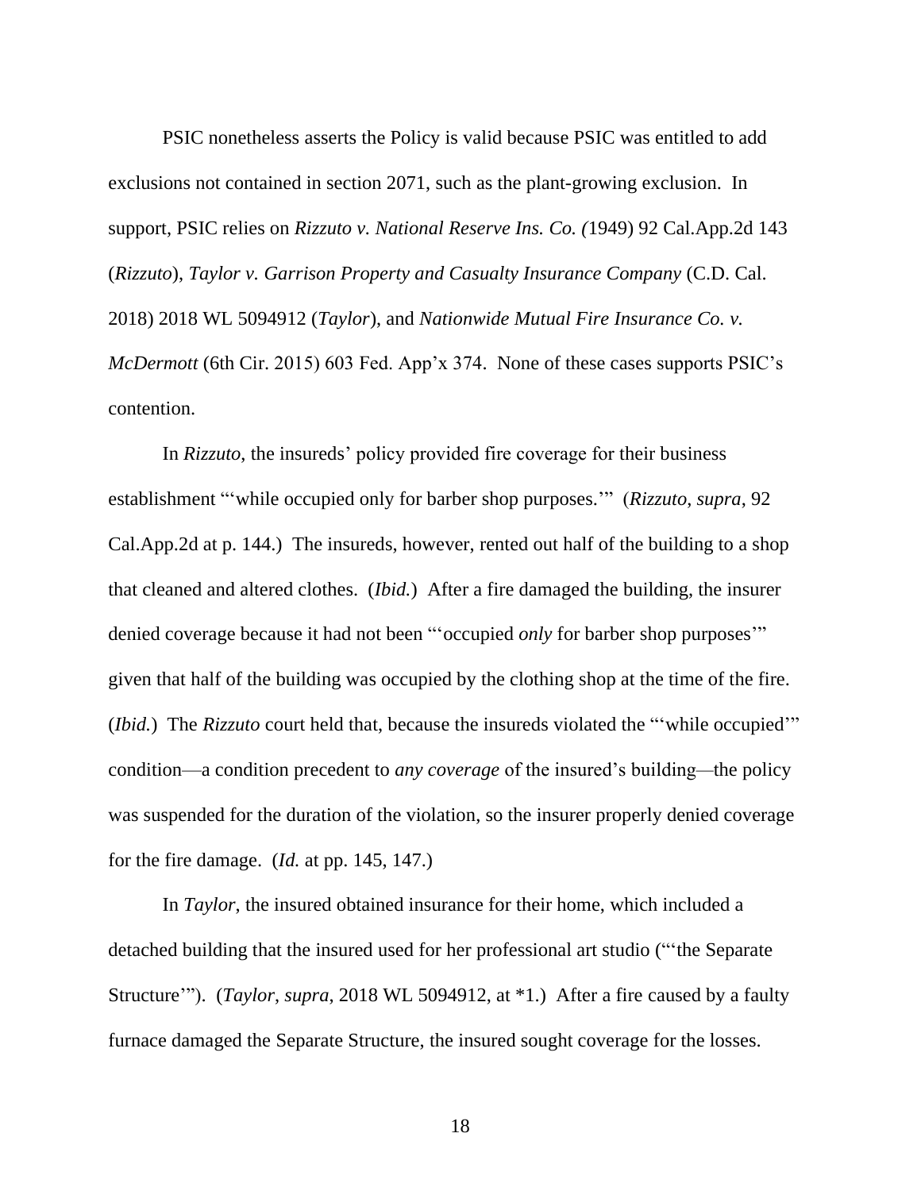PSIC nonetheless asserts the Policy is valid because PSIC was entitled to add exclusions not contained in section 2071, such as the plant-growing exclusion. In support, PSIC relies on *Rizzuto v. National Reserve Ins. Co. (*1949) 92 Cal.App.2d 143 (*Rizzuto*), *Taylor v. Garrison Property and Casualty Insurance Company* (C.D. Cal. 2018) 2018 WL 5094912 (*Taylor*), and *Nationwide Mutual Fire Insurance Co. v. McDermott* (6th Cir. 2015) 603 Fed. App'x 374. None of these cases supports PSIC's contention.

In *Rizzuto*, the insureds' policy provided fire coverage for their business establishment "'while occupied only for barber shop purposes.'" (*Rizzuto, supra*, 92 Cal.App.2d at p. 144.) The insureds, however, rented out half of the building to a shop that cleaned and altered clothes. (*Ibid.*) After a fire damaged the building, the insurer denied coverage because it had not been "'occupied *only* for barber shop purposes'" given that half of the building was occupied by the clothing shop at the time of the fire. (*Ibid.*) The *Rizzuto* court held that, because the insureds violated the "'while occupied'" condition—a condition precedent to *any coverage* of the insured's building—the policy was suspended for the duration of the violation, so the insurer properly denied coverage for the fire damage. (*Id.* at pp. 145, 147.)

In *Taylor*, the insured obtained insurance for their home, which included a detached building that the insured used for her professional art studio ("'the Separate Structure'"). (*Taylor*, *supra*, 2018 WL 5094912, at *1.) After a fire caused by a faulty furnace damaged the Separate Structure, the insured sought coverage for the losses.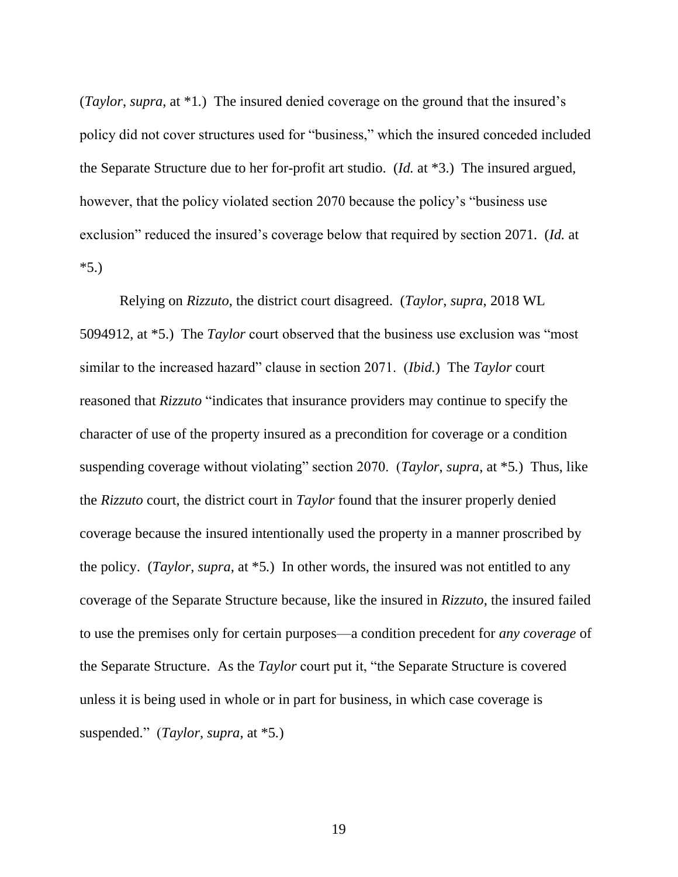(*Taylor*, *supra*, at *1.) The insured denied coverage on the ground that the insured's policy did not cover structures used for "business," which the insured conceded included the Separate Structure due to her for-profit art studio. (*Id.* at *3.) The insured argued, however, that the policy violated section 2070 because the policy's "business use exclusion" reduced the insured's coverage below that required by section 2071. (*Id.* at *5.)

Relying on *Rizzuto*, the district court disagreed. (*Taylor*, *supra*, 2018 WL 5094912, at *5.) The *Taylor* court observed that the business use exclusion was "most similar to the increased hazard" clause in section 2071. (*Ibid.*) The *Taylor* court reasoned that *Rizzuto* "indicates that insurance providers may continue to specify the character of use of the property insured as a precondition for coverage or a condition suspending coverage without violating" section 2070. (*Taylor*, *supra*, at *5.) Thus, like the *Rizzuto* court, the district court in *Taylor* found that the insurer properly denied coverage because the insured intentionally used the property in a manner proscribed by the policy. (*Taylor*, *supra*, at *5.) In other words, the insured was not entitled to any coverage of the Separate Structure because, like the insured in *Rizzuto*, the insured failed to use the premises only for certain purposes—a condition precedent for *any coverage* of the Separate Structure. As the *Taylor* court put it, "the Separate Structure is covered unless it is being used in whole or in part for business, in which case coverage is suspended." (*Taylor*, *supra*, at *5.)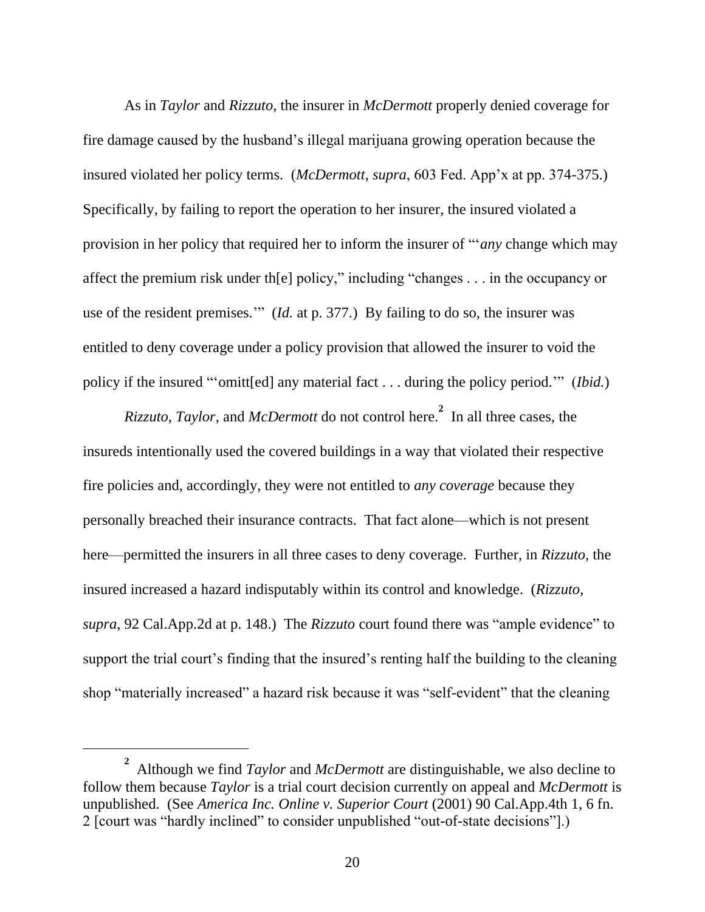As in *Taylor* and *Rizzuto*, the insurer in *McDermott* properly denied coverage for fire damage caused by the husband's illegal marijuana growing operation because the insured violated her policy terms. (*McDermott*, *supra*, 603 Fed. App'x at pp. 374-375.) Specifically, by failing to report the operation to her insurer, the insured violated a provision in her policy that required her to inform the insurer of "'*any* change which may affect the premium risk under th[e] policy," including "changes . . . in the occupancy or use of the resident premises.'" (*Id.* at p. 377.) By failing to do so, the insurer was entitled to deny coverage under a policy provision that allowed the insurer to void the policy if the insured "'omitt[ed] any material fact . . . during the policy period.'" (*Ibid.*)

*Rizzuto*, *Taylor*, and *McDermott* do not control here.[2] In all three cases, the insureds intentionally used the covered buildings in a way that violated their respective fire policies and, accordingly, they were not entitled to *any coverage* because they personally breached their insurance contracts. That fact alone—which is not present here—permitted the insurers in all three cases to deny coverage. Further, in *Rizzuto*, the insured increased a hazard indisputably within its control and knowledge. (*Rizzuto*, *supra*, 92 Cal.App.2d at p. 148.) The *Rizzuto* court found there was "ample evidence" to support the trial court's finding that the insured's renting half the building to the cleaning shop "materially increased" a hazard risk because it was "self-evident" that the cleaning

---

[2] Although we find *Taylor* and *McDermott* are distinguishable, we also decline to follow them because *Taylor* is a trial court decision currently on appeal and *McDermott* is unpublished. (See *America Inc. Online v. Superior Court* (2001) 90 Cal.App.4th 1, 6 fn. 2 [court was "hardly inclined" to consider unpublished "out-of-state decisions"].)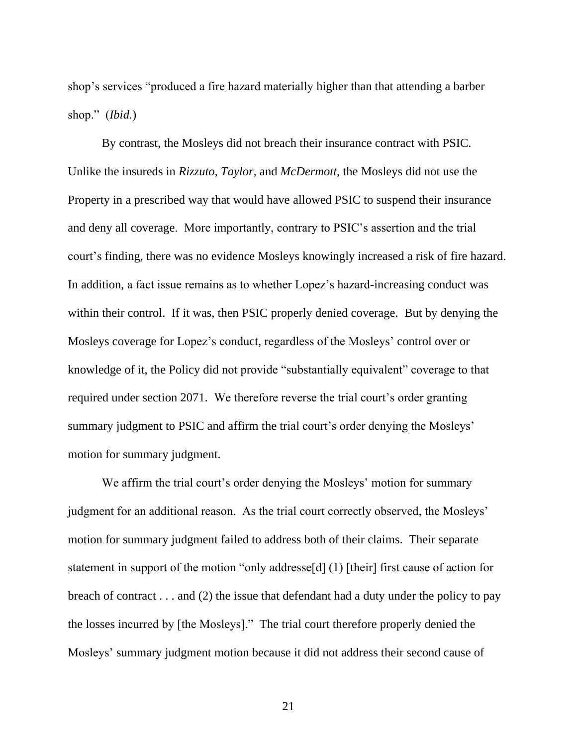shop's services "produced a fire hazard materially higher than that attending a barber shop." (*Ibid.*)

By contrast, the Mosleys did not breach their insurance contract with PSIC. Unlike the insureds in *Rizzuto*, *Taylor*, and *McDermott*, the Mosleys did not use the Property in a prescribed way that would have allowed PSIC to suspend their insurance and deny all coverage. More importantly, contrary to PSIC's assertion and the trial court's finding, there was no evidence Mosleys knowingly increased a risk of fire hazard. In addition, a fact issue remains as to whether Lopez's hazard-increasing conduct was within their control. If it was, then PSIC properly denied coverage. But by denying the Mosleys coverage for Lopez's conduct, regardless of the Mosleys' control over or knowledge of it, the Policy did not provide "substantially equivalent" coverage to that required under section 2071. We therefore reverse the trial court's order granting summary judgment to PSIC and affirm the trial court's order denying the Mosleys' motion for summary judgment.

We affirm the trial court's order denying the Mosleys' motion for summary judgment for an additional reason. As the trial court correctly observed, the Mosleys' motion for summary judgment failed to address both of their claims. Their separate statement in support of the motion "only addresse[d] (1) [their] first cause of action for breach of contract . . . and (2) the issue that defendant had a duty under the policy to pay the losses incurred by [the Mosleys]." The trial court therefore properly denied the Mosleys' summary judgment motion because it did not address their second cause of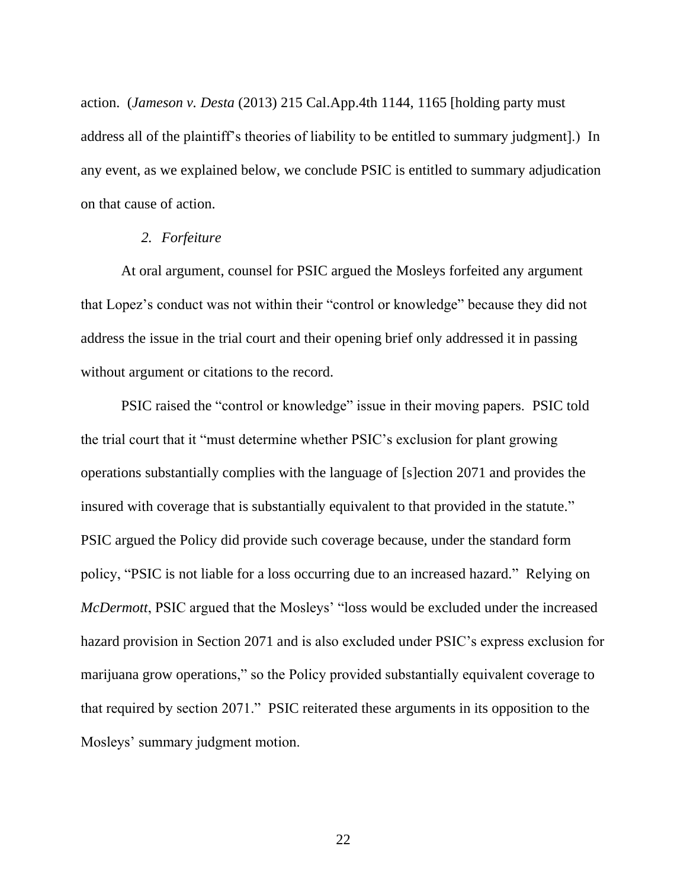action. (*Jameson v. Desta* (2013) 215 Cal.App.4th 1144, 1165 [holding party must address all of the plaintiff's theories of liability to be entitled to summary judgment].) In any event, as we explained below, we conclude PSIC is entitled to summary adjudication on that cause of action.

*2. Forfeiture*

At oral argument, counsel for PSIC argued the Mosleys forfeited any argument that Lopez's conduct was not within their "control or knowledge" because they did not address the issue in the trial court and their opening brief only addressed it in passing without argument or citations to the record.

PSIC raised the "control or knowledge" issue in their moving papers. PSIC told the trial court that it "must determine whether PSIC's exclusion for plant growing operations substantially complies with the language of [s]ection 2071 and provides the insured with coverage that is substantially equivalent to that provided in the statute." PSIC argued the Policy did provide such coverage because, under the standard form policy, "PSIC is not liable for a loss occurring due to an increased hazard." Relying on *McDermott*, PSIC argued that the Mosleys' "loss would be excluded under the increased hazard provision in Section 2071 and is also excluded under PSIC's express exclusion for marijuana grow operations," so the Policy provided substantially equivalent coverage to that required by section 2071." PSIC reiterated these arguments in its opposition to the Mosleys' summary judgment motion.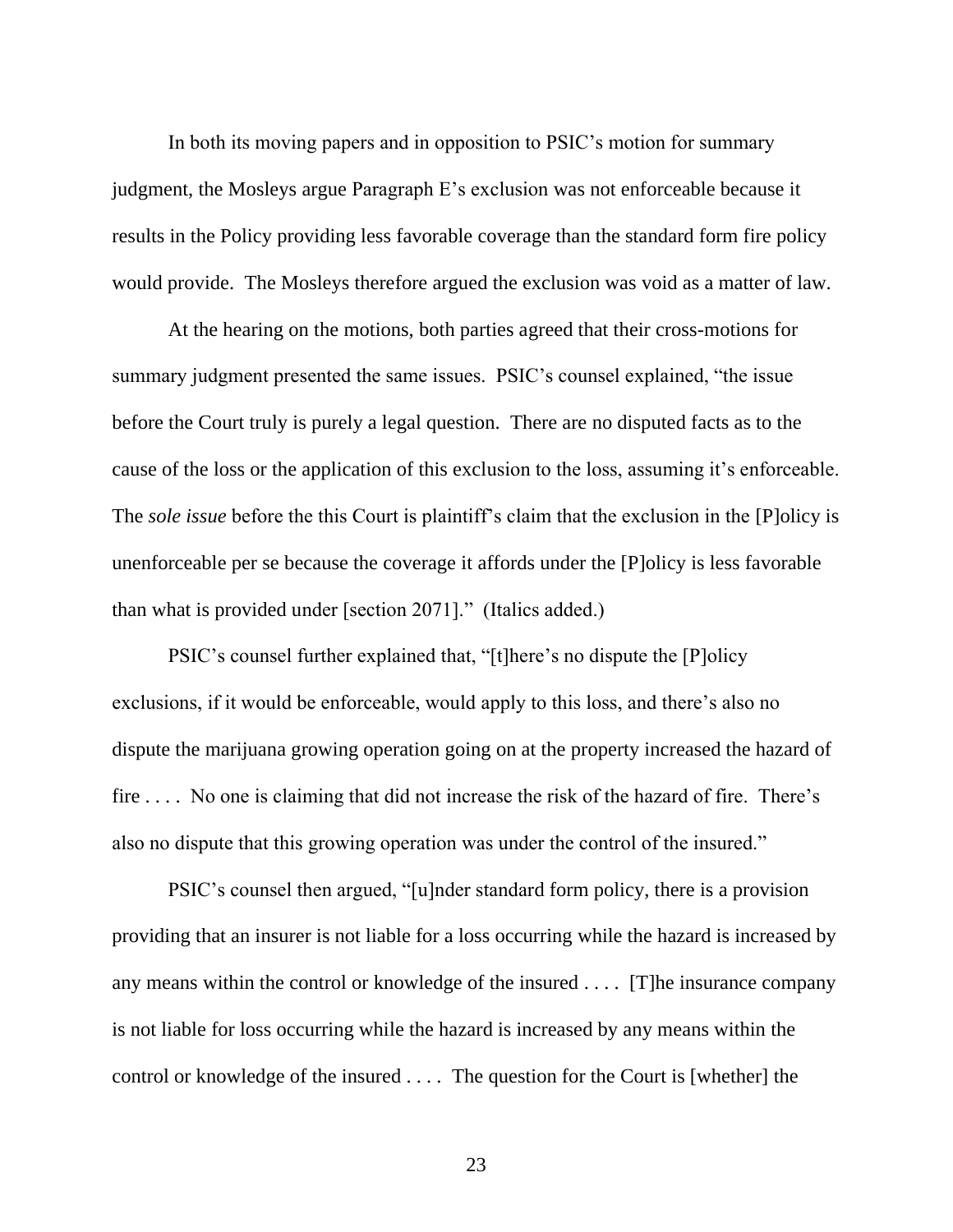In both its moving papers and in opposition to PSIC's motion for summary judgment, the Mosleys argue Paragraph E's exclusion was not enforceable because it results in the Policy providing less favorable coverage than the standard form fire policy would provide. The Mosleys therefore argued the exclusion was void as a matter of law.

At the hearing on the motions, both parties agreed that their cross-motions for summary judgment presented the same issues. PSIC's counsel explained, "the issue before the Court truly is purely a legal question. There are no disputed facts as to the cause of the loss or the application of this exclusion to the loss, assuming it's enforceable. The *sole issue* before the this Court is plaintiff's claim that the exclusion in the [P]olicy is unenforceable per se because the coverage it affords under the [P]olicy is less favorable than what is provided under [section 2071]." (Italics added.)

PSIC's counsel further explained that, "[t]here's no dispute the [P]olicy exclusions, if it would be enforceable, would apply to this loss, and there's also no dispute the marijuana growing operation going on at the property increased the hazard of fire . . . . No one is claiming that did not increase the risk of the hazard of fire. There's also no dispute that this growing operation was under the control of the insured."

PSIC's counsel then argued, "[u]nder standard form policy, there is a provision providing that an insurer is not liable for a loss occurring while the hazard is increased by any means within the control or knowledge of the insured . . . . [T]he insurance company is not liable for loss occurring while the hazard is increased by any means within the control or knowledge of the insured . . . . The question for the Court is [whether] the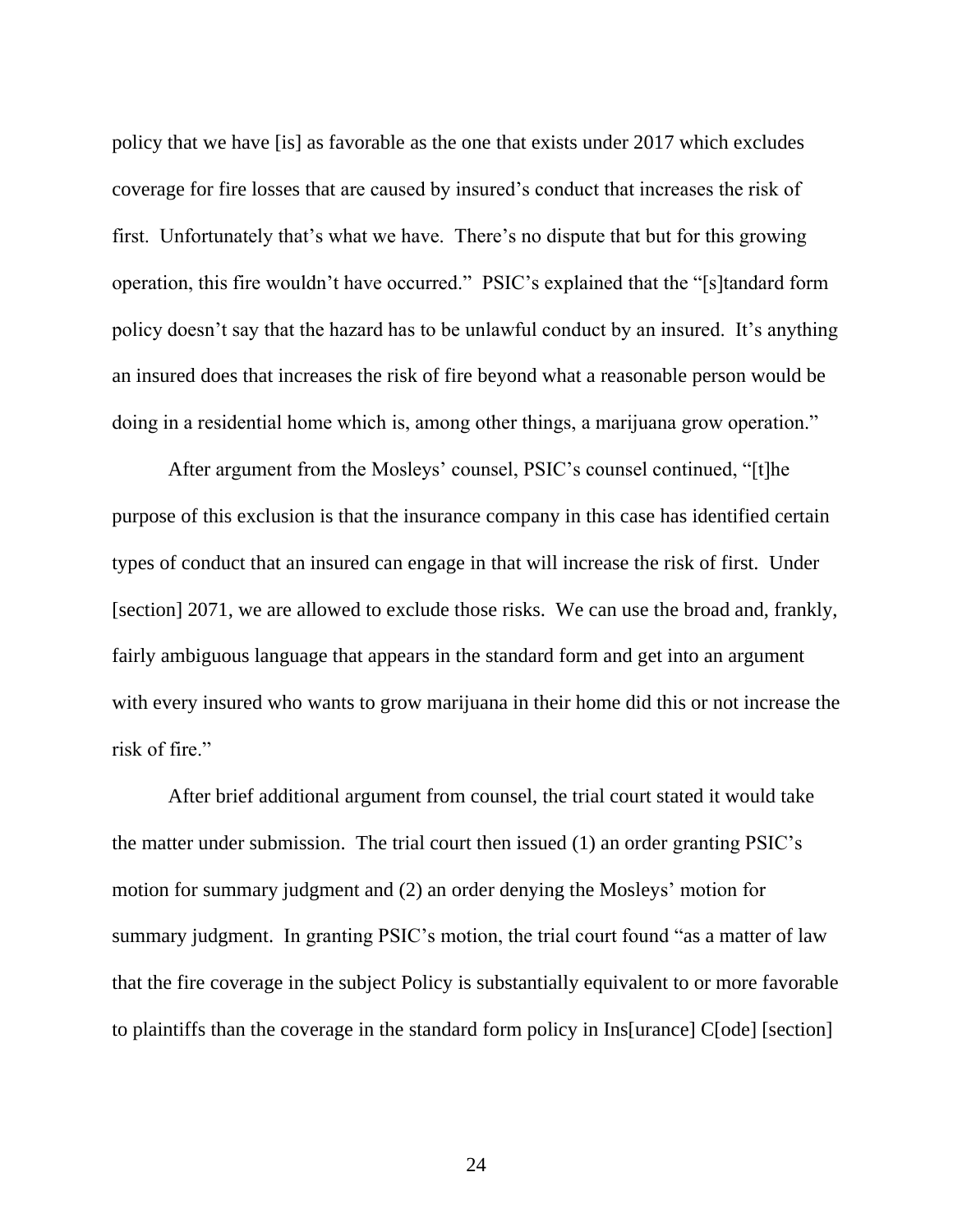policy that we have [is] as favorable as the one that exists under 2017 which excludes coverage for fire losses that are caused by insured's conduct that increases the risk of first. Unfortunately that's what we have. There's no dispute that but for this growing operation, this fire wouldn't have occurred." PSIC's explained that the "[s]tandard form policy doesn't say that the hazard has to be unlawful conduct by an insured. It's anything an insured does that increases the risk of fire beyond what a reasonable person would be doing in a residential home which is, among other things, a marijuana grow operation."

After argument from the Mosleys' counsel, PSIC's counsel continued, "[t]he purpose of this exclusion is that the insurance company in this case has identified certain types of conduct that an insured can engage in that will increase the risk of first. Under [section] 2071, we are allowed to exclude those risks. We can use the broad and, frankly, fairly ambiguous language that appears in the standard form and get into an argument with every insured who wants to grow marijuana in their home did this or not increase the risk of fire."

After brief additional argument from counsel, the trial court stated it would take the matter under submission. The trial court then issued (1) an order granting PSIC's motion for summary judgment and (2) an order denying the Mosleys' motion for summary judgment. In granting PSIC's motion, the trial court found "as a matter of law that the fire coverage in the subject Policy is substantially equivalent to or more favorable to plaintiffs than the coverage in the standard form policy in Ins[urance] C[ode] [section]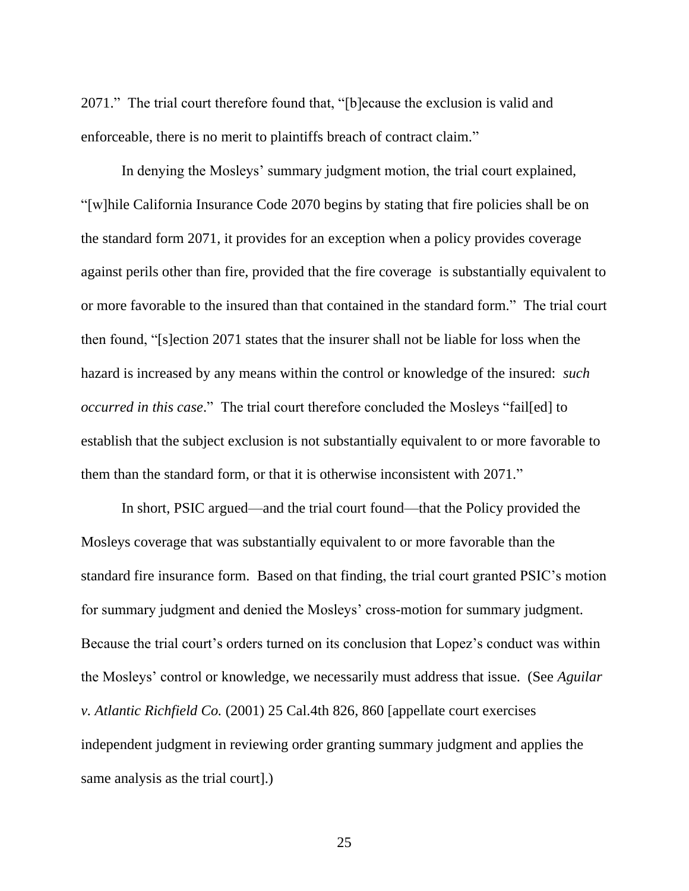2071." The trial court therefore found that, "[b]ecause the exclusion is valid and enforceable, there is no merit to plaintiffs breach of contract claim."

In denying the Mosleys' summary judgment motion, the trial court explained, "[w]hile California Insurance Code 2070 begins by stating that fire policies shall be on the standard form 2071, it provides for an exception when a policy provides coverage against perils other than fire, provided that the fire coverage is substantially equivalent to or more favorable to the insured than that contained in the standard form." The trial court then found, "[s]ection 2071 states that the insurer shall not be liable for loss when the hazard is increased by any means within the control or knowledge of the insured: *such occurred in this case*." The trial court therefore concluded the Mosleys "fail[ed] to establish that the subject exclusion is not substantially equivalent to or more favorable to them than the standard form, or that it is otherwise inconsistent with 2071."

In short, PSIC argued—and the trial court found—that the Policy provided the Mosleys coverage that was substantially equivalent to or more favorable than the standard fire insurance form. Based on that finding, the trial court granted PSIC's motion for summary judgment and denied the Mosleys' cross-motion for summary judgment. Because the trial court's orders turned on its conclusion that Lopez's conduct was within the Mosleys' control or knowledge, we necessarily must address that issue. (See *Aguilar v. Atlantic Richfield Co.* (2001) 25 Cal.4th 826, 860 [appellate court exercises independent judgment in reviewing order granting summary judgment and applies the same analysis as the trial court].)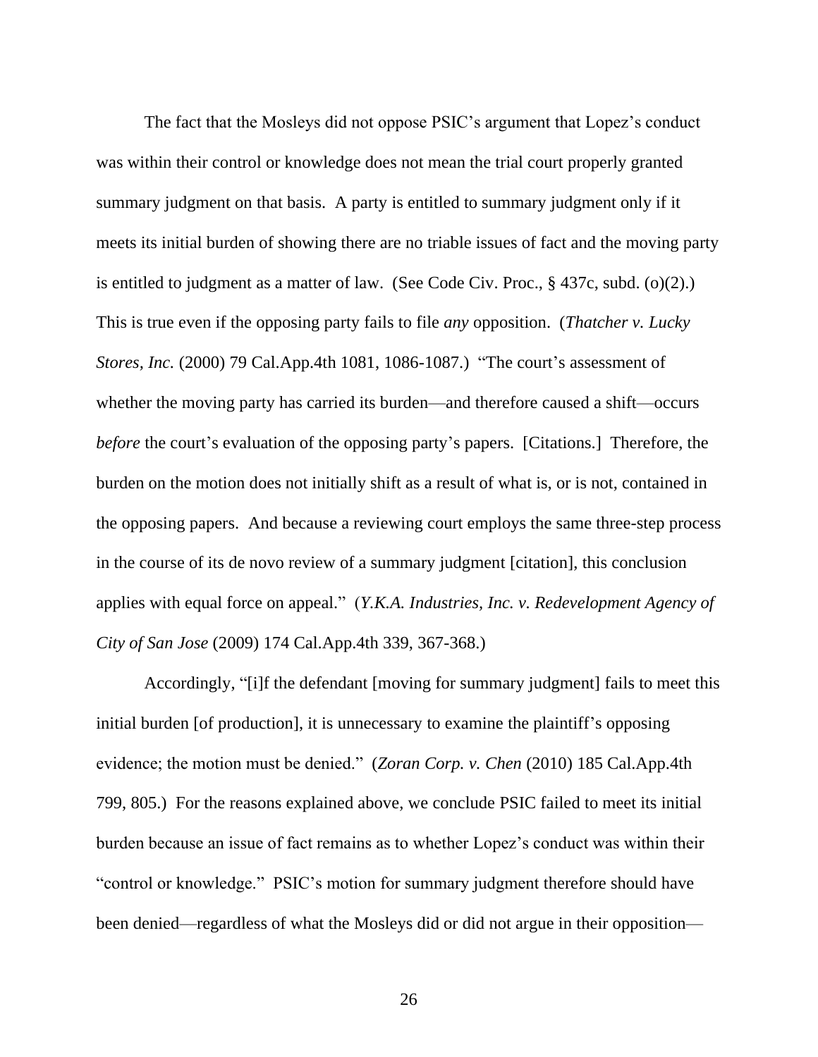The fact that the Mosleys did not oppose PSIC's argument that Lopez's conduct was within their control or knowledge does not mean the trial court properly granted summary judgment on that basis. A party is entitled to summary judgment only if it meets its initial burden of showing there are no triable issues of fact and the moving party is entitled to judgment as a matter of law. (See Code Civ. Proc., § 437c, subd. (o)(2).) This is true even if the opposing party fails to file *any* opposition. (*Thatcher v. Lucky Stores, Inc.* (2000) 79 Cal.App.4th 1081, 1086-1087.) "The court's assessment of whether the moving party has carried its burden—and therefore caused a shift—occurs *before* the court's evaluation of the opposing party's papers. [Citations.] Therefore, the burden on the motion does not initially shift as a result of what is, or is not, contained in the opposing papers. And because a reviewing court employs the same three-step process in the course of its de novo review of a summary judgment [citation], this conclusion applies with equal force on appeal." (*Y.K.A. Industries, Inc. v. Redevelopment Agency of City of San Jose* (2009) 174 Cal.App.4th 339, 367-368.)

Accordingly, "[i]f the defendant [moving for summary judgment] fails to meet this initial burden [of production], it is unnecessary to examine the plaintiff's opposing evidence; the motion must be denied." (*Zoran Corp. v. Chen* (2010) 185 Cal.App.4th 799, 805.) For the reasons explained above, we conclude PSIC failed to meet its initial burden because an issue of fact remains as to whether Lopez's conduct was within their "control or knowledge." PSIC's motion for summary judgment therefore should have been denied—regardless of what the Mosleys did or did not argue in their opposition—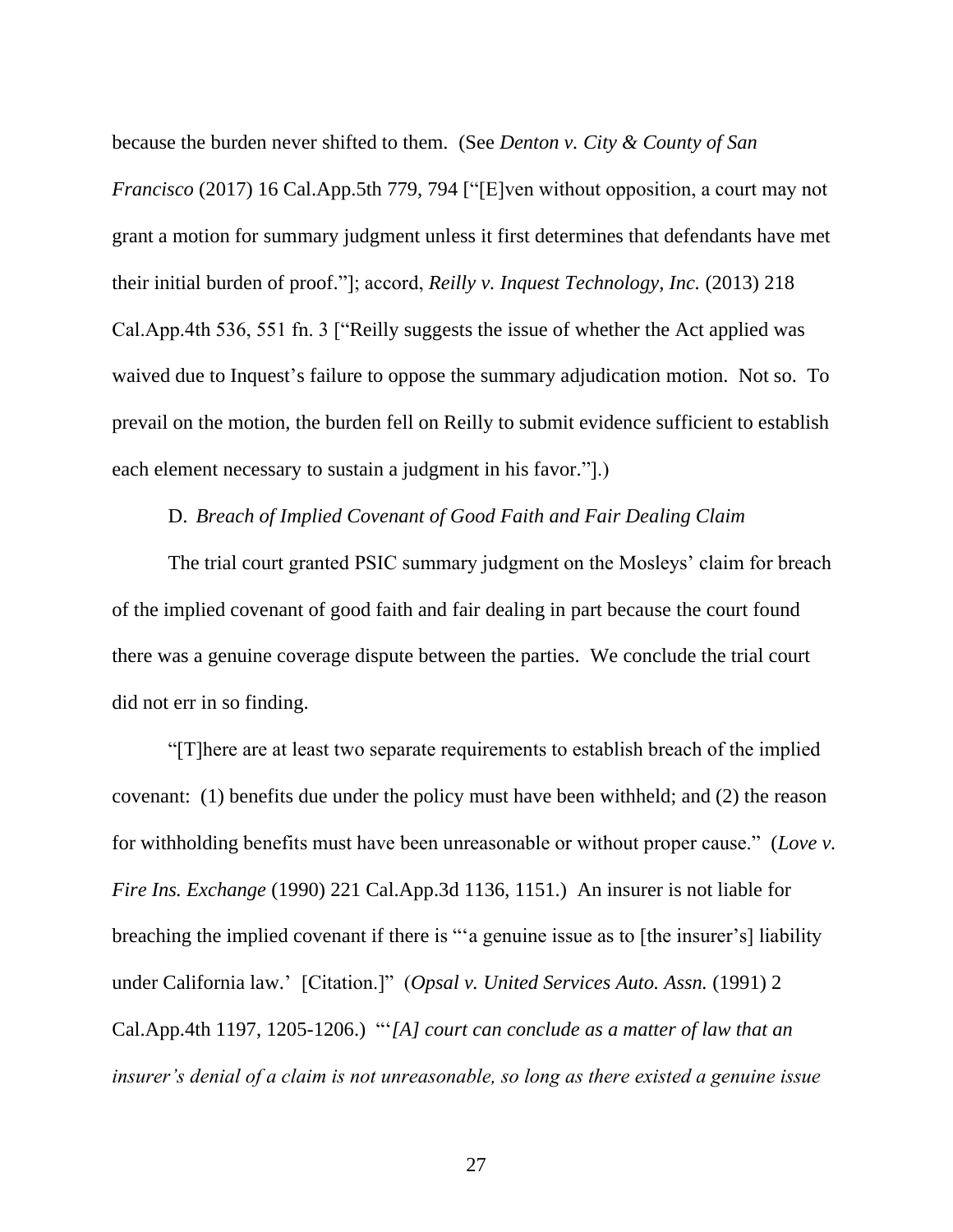because the burden never shifted to them. (See *Denton v. City & County of San Francisco* (2017) 16 Cal.App.5th 779, 794 ["[E]ven without opposition, a court may not grant a motion for summary judgment unless it first determines that defendants have met their initial burden of proof."]; accord, *Reilly v. Inquest Technology, Inc.* (2013) 218 Cal.App.4th 536, 551 fn. 3 ["Reilly suggests the issue of whether the Act applied was waived due to Inquest's failure to oppose the summary adjudication motion. Not so. To prevail on the motion, the burden fell on Reilly to submit evidence sufficient to establish each element necessary to sustain a judgment in his favor."].)

D. *Breach of Implied Covenant of Good Faith and Fair Dealing Claim*

The trial court granted PSIC summary judgment on the Mosleys' claim for breach of the implied covenant of good faith and fair dealing in part because the court found there was a genuine coverage dispute between the parties. We conclude the trial court did not err in so finding.

"[T]here are at least two separate requirements to establish breach of the implied covenant: (1) benefits due under the policy must have been withheld; and (2) the reason for withholding benefits must have been unreasonable or without proper cause." (*Love v. Fire Ins. Exchange* (1990) 221 Cal.App.3d 1136, 1151.) An insurer is not liable for breaching the implied covenant if there is "'a genuine issue as to [the insurer's] liability under California law.' [Citation.]" (*Opsal v. United Services Auto. Assn.* (1991) 2 Cal.App.4th 1197, 1205-1206.) "'*[A] court can conclude as a matter of law that an insurer's denial of a claim is not unreasonable, so long as there existed a genuine issue*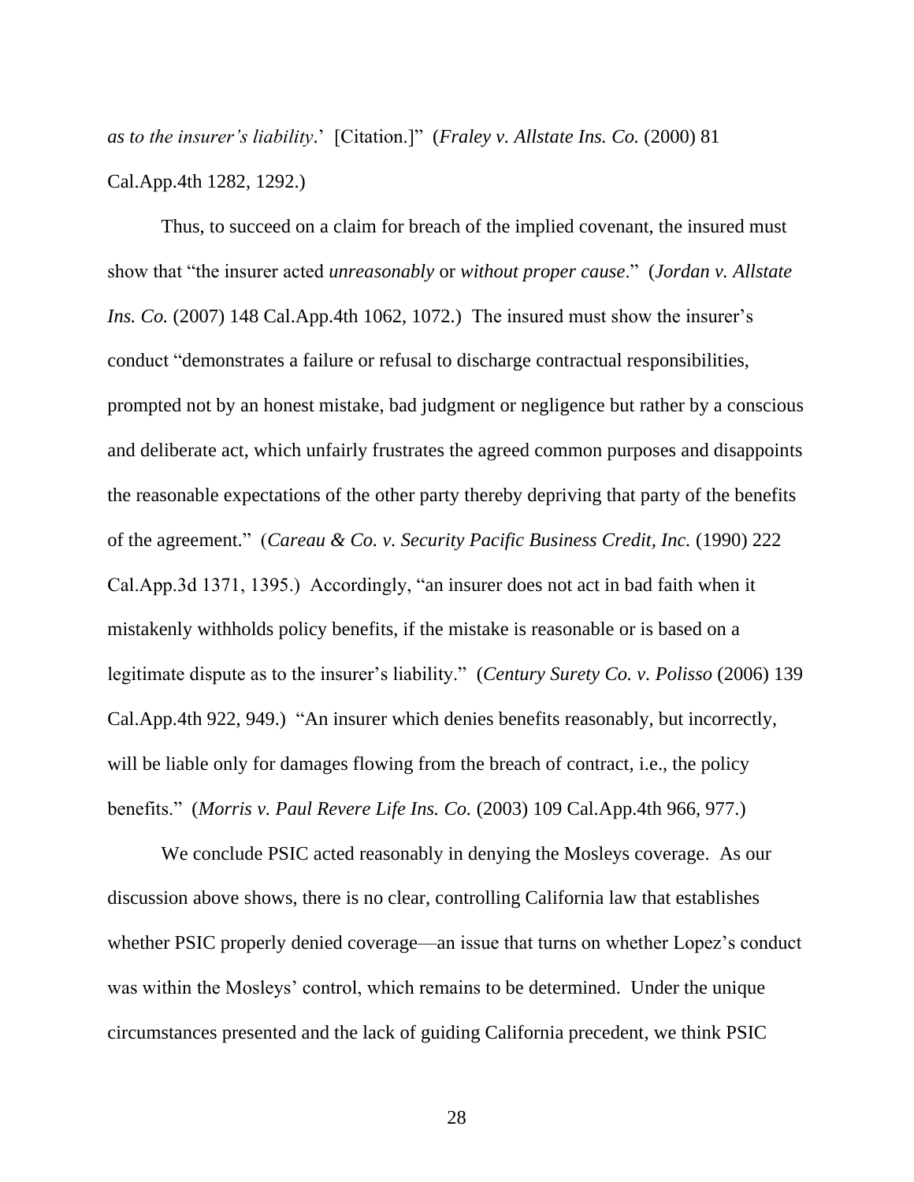*as to the insurer's liability*.' [Citation.]" (*Fraley v. Allstate Ins. Co.* (2000) 81 Cal.App.4th 1282, 1292.)

Thus, to succeed on a claim for breach of the implied covenant, the insured must show that "the insurer acted *unreasonably* or *without proper cause*." (*Jordan v. Allstate Ins. Co.* (2007) 148 Cal.App.4th 1062, 1072.) The insured must show the insurer's conduct "demonstrates a failure or refusal to discharge contractual responsibilities, prompted not by an honest mistake, bad judgment or negligence but rather by a conscious and deliberate act, which unfairly frustrates the agreed common purposes and disappoints the reasonable expectations of the other party thereby depriving that party of the benefits of the agreement." (*Careau & Co. v. Security Pacific Business Credit, Inc.* (1990) 222 Cal.App.3d 1371, 1395.) Accordingly, "an insurer does not act in bad faith when it mistakenly withholds policy benefits, if the mistake is reasonable or is based on a legitimate dispute as to the insurer's liability." (*Century Surety Co. v. Polisso* (2006) 139 Cal.App.4th 922, 949.) "An insurer which denies benefits reasonably, but incorrectly, will be liable only for damages flowing from the breach of contract, i.e., the policy benefits." (*Morris v. Paul Revere Life Ins. Co.* (2003) 109 Cal.App.4th 966, 977.)

We conclude PSIC acted reasonably in denying the Mosleys coverage. As our discussion above shows, there is no clear, controlling California law that establishes whether PSIC properly denied coverage—an issue that turns on whether Lopez's conduct was within the Mosleys' control, which remains to be determined. Under the unique circumstances presented and the lack of guiding California precedent, we think PSIC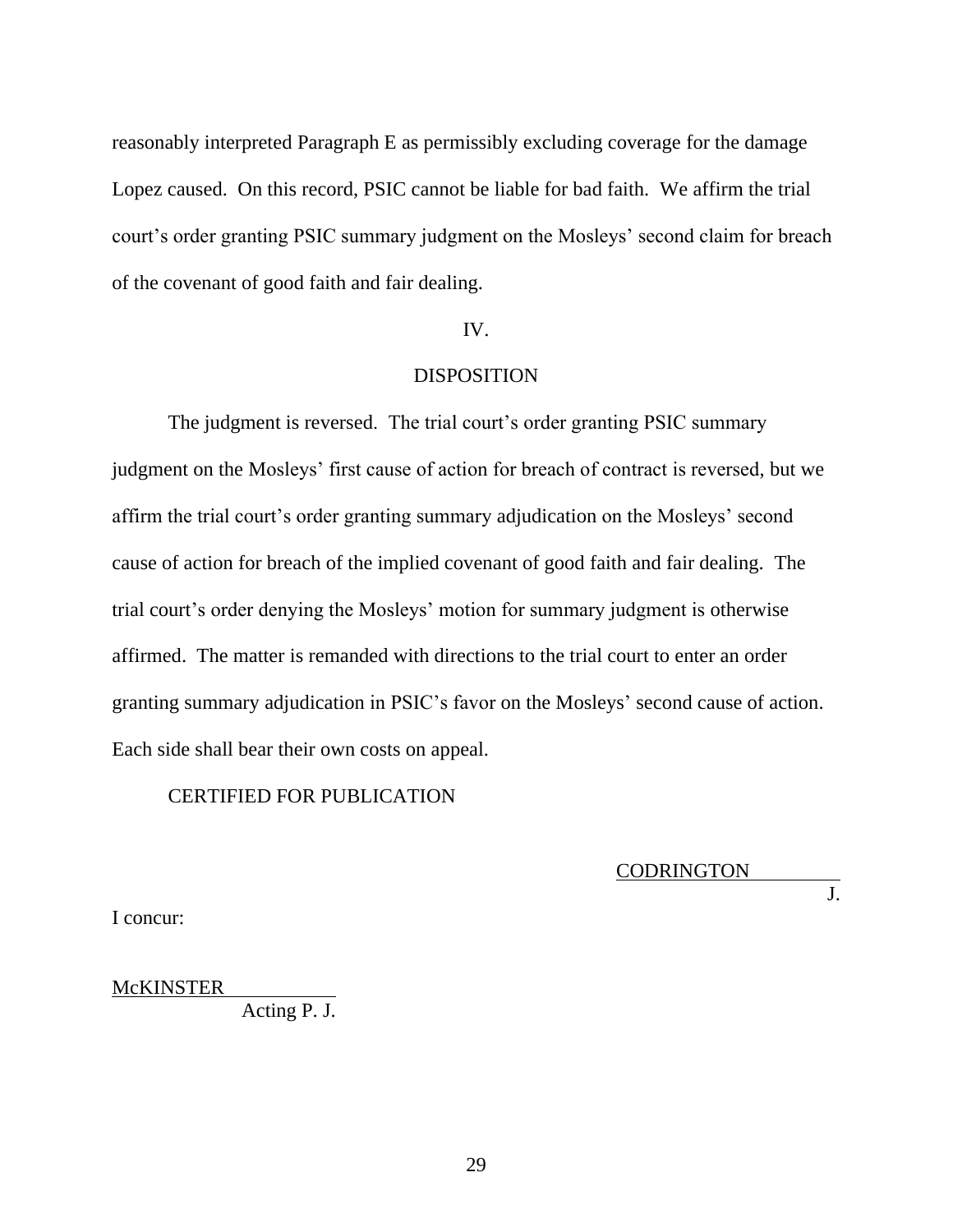reasonably interpreted Paragraph E as permissibly excluding coverage for the damage Lopez caused. On this record, PSIC cannot be liable for bad faith. We affirm the trial court's order granting PSIC summary judgment on the Mosleys' second claim for breach of the covenant of good faith and fair dealing.

## IV.

## DISPOSITION

The judgment is reversed. The trial court's order granting PSIC summary judgment on the Mosleys' first cause of action for breach of contract is reversed, but we affirm the trial court's order granting summary adjudication on the Mosleys' second cause of action for breach of the implied covenant of good faith and fair dealing. The trial court's order denying the Mosleys' motion for summary judgment is otherwise affirmed. The matter is remanded with directions to the trial court to enter an order granting summary adjudication in PSIC's favor on the Mosleys' second cause of action. Each side shall bear their own costs on appeal.

CERTIFIED FOR PUBLICATION

CODRINGTON
J.

I concur:

McKINSTER
Acting P. J.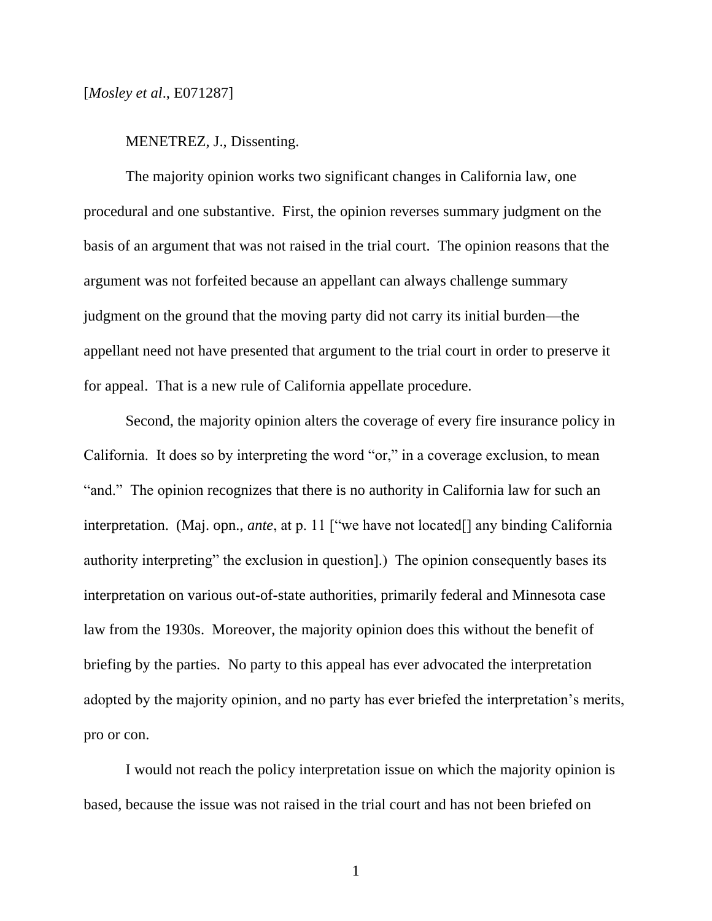[*Mosley et al*., E071287]

MENETREZ, J., Dissenting.

The majority opinion works two significant changes in California law, one procedural and one substantive. First, the opinion reverses summary judgment on the basis of an argument that was not raised in the trial court. The opinion reasons that the argument was not forfeited because an appellant can always challenge summary judgment on the ground that the moving party did not carry its initial burden—the appellant need not have presented that argument to the trial court in order to preserve it for appeal. That is a new rule of California appellate procedure.

Second, the majority opinion alters the coverage of every fire insurance policy in California. It does so by interpreting the word "or," in a coverage exclusion, to mean "and." The opinion recognizes that there is no authority in California law for such an interpretation. (Maj. opn., *ante*, at p. 11 ["we have not located[] any binding California authority interpreting" the exclusion in question].) The opinion consequently bases its interpretation on various out-of-state authorities, primarily federal and Minnesota case law from the 1930s. Moreover, the majority opinion does this without the benefit of briefing by the parties. No party to this appeal has ever advocated the interpretation adopted by the majority opinion, and no party has ever briefed the interpretation's merits, pro or con.

I would not reach the policy interpretation issue on which the majority opinion is based, because the issue was not raised in the trial court and has not been briefed on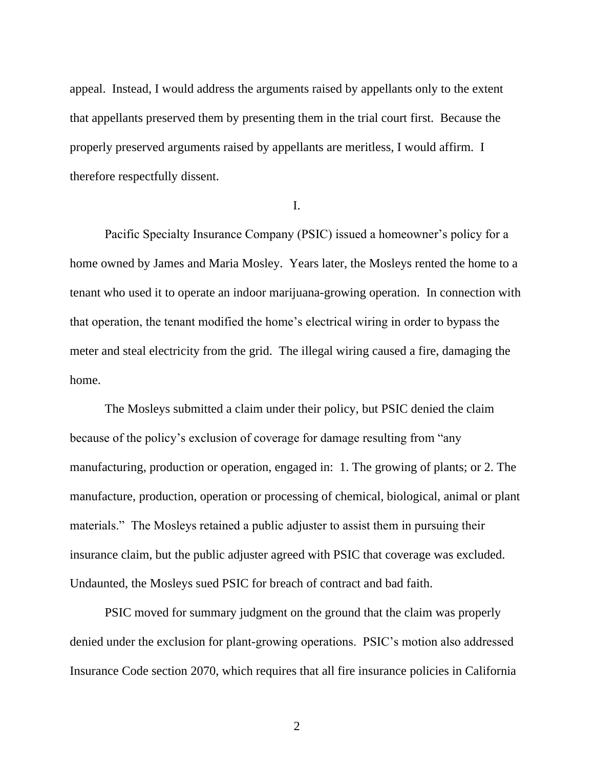appeal. Instead, I would address the arguments raised by appellants only to the extent that appellants preserved them by presenting them in the trial court first. Because the properly preserved arguments raised by appellants are meritless, I would affirm. I therefore respectfully dissent.

I.

Pacific Specialty Insurance Company (PSIC) issued a homeowner's policy for a home owned by James and Maria Mosley. Years later, the Mosleys rented the home to a tenant who used it to operate an indoor marijuana-growing operation. In connection with that operation, the tenant modified the home's electrical wiring in order to bypass the meter and steal electricity from the grid. The illegal wiring caused a fire, damaging the home.

The Mosleys submitted a claim under their policy, but PSIC denied the claim because of the policy's exclusion of coverage for damage resulting from "any manufacturing, production or operation, engaged in: 1. The growing of plants; or 2. The manufacture, production, operation or processing of chemical, biological, animal or plant materials." The Mosleys retained a public adjuster to assist them in pursuing their insurance claim, but the public adjuster agreed with PSIC that coverage was excluded. Undaunted, the Mosleys sued PSIC for breach of contract and bad faith.

PSIC moved for summary judgment on the ground that the claim was properly denied under the exclusion for plant-growing operations. PSIC's motion also addressed Insurance Code section 2070, which requires that all fire insurance policies in California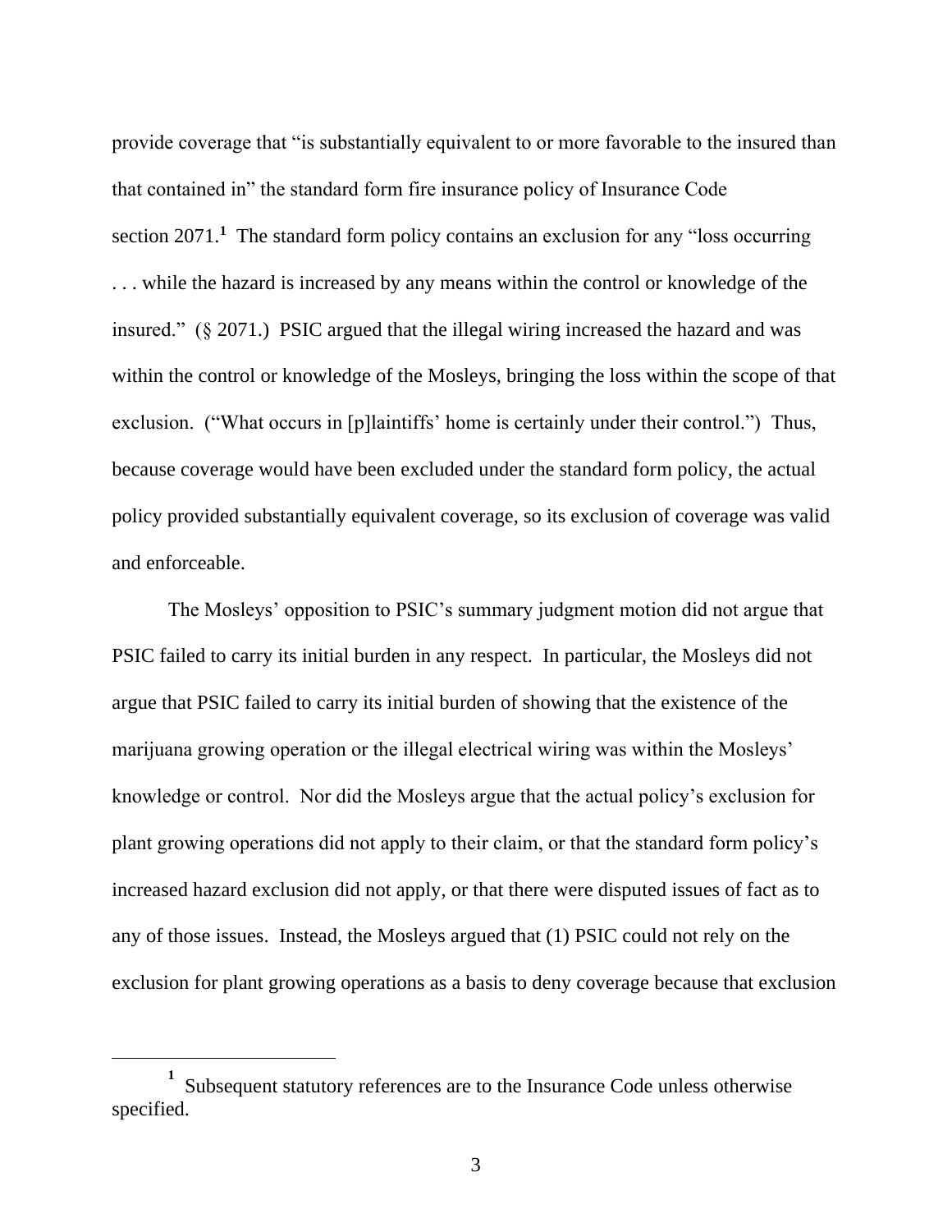provide coverage that "is substantially equivalent to or more favorable to the insured than that contained in" the standard form fire insurance policy of Insurance Code section 2071.[1] The standard form policy contains an exclusion for any "loss occurring . . . while the hazard is increased by any means within the control or knowledge of the insured." (§ 2071.) PSIC argued that the illegal wiring increased the hazard and was within the control or knowledge of the Mosleys, bringing the loss within the scope of that exclusion. ("What occurs in [p]laintiffs' home is certainly under their control.") Thus, because coverage would have been excluded under the standard form policy, the actual policy provided substantially equivalent coverage, so its exclusion of coverage was valid and enforceable.

The Mosleys' opposition to PSIC's summary judgment motion did not argue that PSIC failed to carry its initial burden in any respect. In particular, the Mosleys did not argue that PSIC failed to carry its initial burden of showing that the existence of the marijuana growing operation or the illegal electrical wiring was within the Mosleys' knowledge or control. Nor did the Mosleys argue that the actual policy's exclusion for plant growing operations did not apply to their claim, or that the standard form policy's increased hazard exclusion did not apply, or that there were disputed issues of fact as to any of those issues. Instead, the Mosleys argued that (1) PSIC could not rely on the exclusion for plant growing operations as a basis to deny coverage because that exclusion

[1] Subsequent statutory references are to the Insurance Code unless otherwise specified.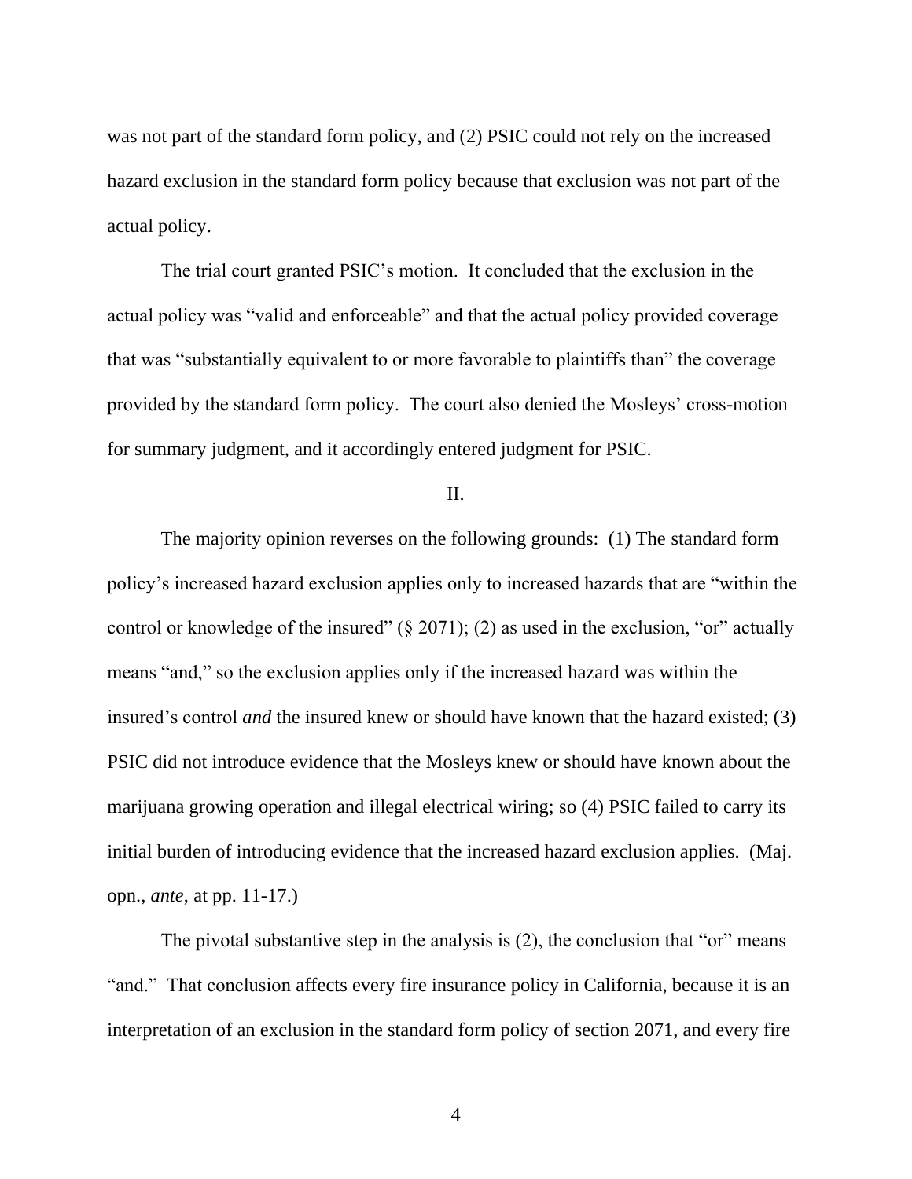was not part of the standard form policy, and (2) PSIC could not rely on the increased hazard exclusion in the standard form policy because that exclusion was not part of the actual policy.

The trial court granted PSIC's motion. It concluded that the exclusion in the actual policy was "valid and enforceable" and that the actual policy provided coverage that was "substantially equivalent to or more favorable to plaintiffs than" the coverage provided by the standard form policy. The court also denied the Mosleys' cross-motion for summary judgment, and it accordingly entered judgment for PSIC.

II.

The majority opinion reverses on the following grounds: (1) The standard form policy's increased hazard exclusion applies only to increased hazards that are "within the control or knowledge of the insured" (§ 2071); (2) as used in the exclusion, "or" actually means "and," so the exclusion applies only if the increased hazard was within the insured's control *and* the insured knew or should have known that the hazard existed; (3) PSIC did not introduce evidence that the Mosleys knew or should have known about the marijuana growing operation and illegal electrical wiring; so (4) PSIC failed to carry its initial burden of introducing evidence that the increased hazard exclusion applies. (Maj. opn., *ante*, at pp. 11-17.)

The pivotal substantive step in the analysis is (2), the conclusion that "or" means "and." That conclusion affects every fire insurance policy in California, because it is an interpretation of an exclusion in the standard form policy of section 2071, and every fire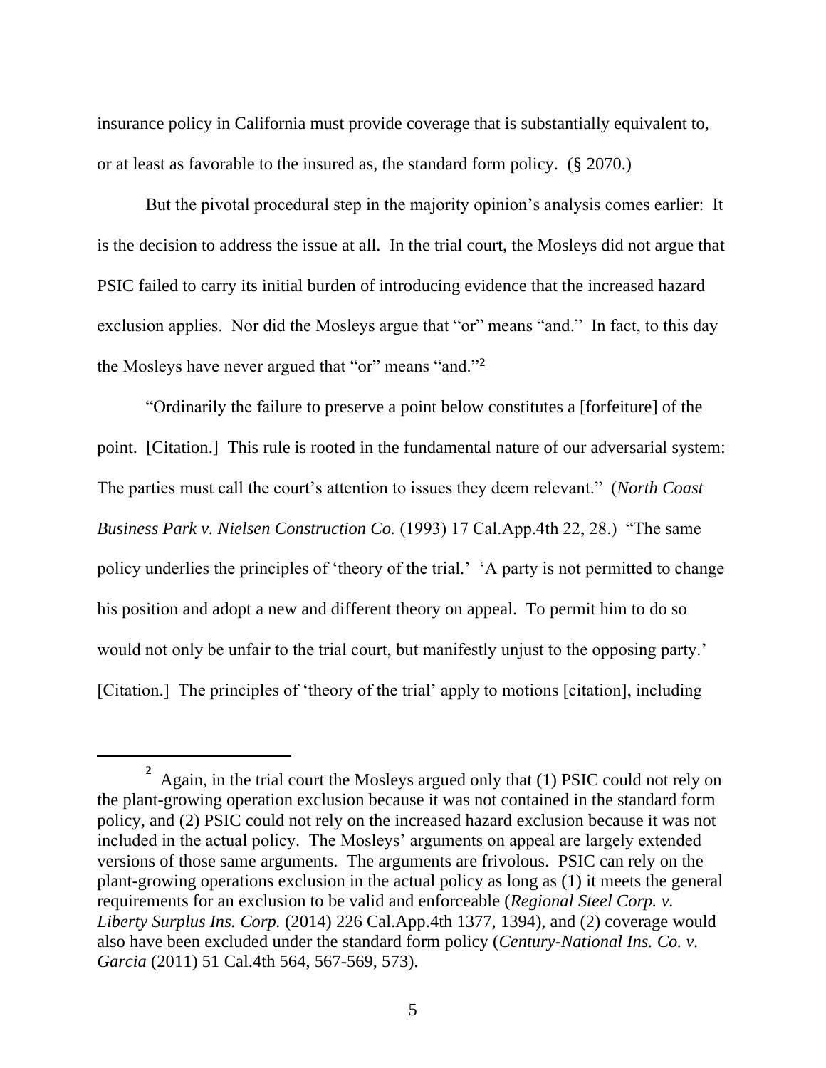insurance policy in California must provide coverage that is substantially equivalent to, or at least as favorable to the insured as, the standard form policy. (§ 2070.)

But the pivotal procedural step in the majority opinion's analysis comes earlier: It is the decision to address the issue at all. In the trial court, the Mosleys did not argue that PSIC failed to carry its initial burden of introducing evidence that the increased hazard exclusion applies. Nor did the Mosleys argue that "or" means "and." In fact, to this day the Mosleys have never argued that "or" means "and."[2]

"Ordinarily the failure to preserve a point below constitutes a [forfeiture] of the point. [Citation.] This rule is rooted in the fundamental nature of our adversarial system: The parties must call the court's attention to issues they deem relevant." (*North Coast Business Park v. Nielsen Construction Co.* (1993) 17 Cal.App.4th 22, 28.) "The same policy underlies the principles of 'theory of the trial.' 'A party is not permitted to change his position and adopt a new and different theory on appeal. To permit him to do so would not only be unfair to the trial court, but manifestly unjust to the opposing party.' [Citation.] The principles of 'theory of the trial' apply to motions [citation], including

---

[2] Again, in the trial court the Mosleys argued only that (1) PSIC could not rely on the plant-growing operation exclusion because it was not contained in the standard form policy, and (2) PSIC could not rely on the increased hazard exclusion because it was not included in the actual policy. The Mosleys' arguments on appeal are largely extended versions of those same arguments. The arguments are frivolous. PSIC can rely on the plant-growing operations exclusion in the actual policy as long as (1) it meets the general requirements for an exclusion to be valid and enforceable (*Regional Steel Corp. v. Liberty Surplus Ins. Corp.* (2014) 226 Cal.App.4th 1377, 1394), and (2) coverage would also have been excluded under the standard form policy (*Century-National Ins. Co. v. Garcia* (2011) 51 Cal.4th 564, 567-569, 573).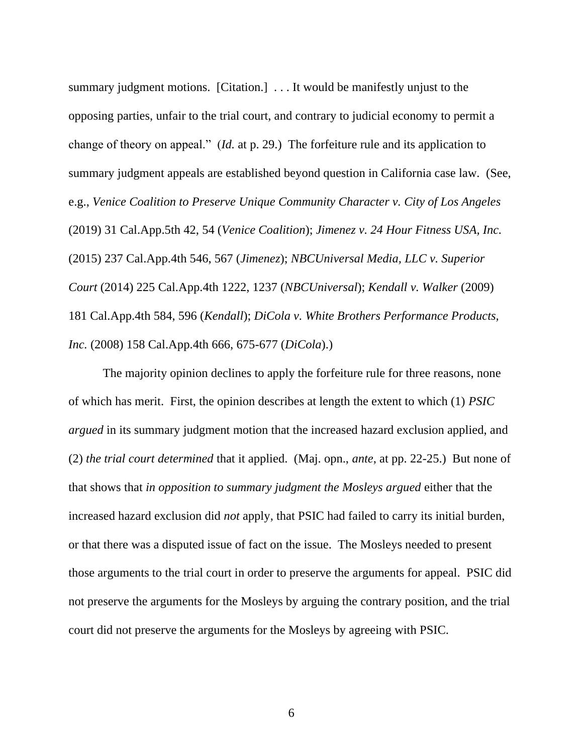summary judgment motions. [Citation.] . . . It would be manifestly unjust to the opposing parties, unfair to the trial court, and contrary to judicial economy to permit a change of theory on appeal." (*Id.* at p. 29.) The forfeiture rule and its application to summary judgment appeals are established beyond question in California case law. (See, e.g., *Venice Coalition to Preserve Unique Community Character v. City of Los Angeles* (2019) 31 Cal.App.5th 42, 54 (*Venice Coalition*); *Jimenez v. 24 Hour Fitness USA, Inc.* (2015) 237 Cal.App.4th 546, 567 (*Jimenez*); *NBCUniversal Media, LLC v. Superior Court* (2014) 225 Cal.App.4th 1222, 1237 (*NBCUniversal*); *Kendall v. Walker* (2009) 181 Cal.App.4th 584, 596 (*Kendall*); *DiCola v. White Brothers Performance Products, Inc.* (2008) 158 Cal.App.4th 666, 675-677 (*DiCola*).)

The majority opinion declines to apply the forfeiture rule for three reasons, none of which has merit. First, the opinion describes at length the extent to which (1) *PSIC argued* in its summary judgment motion that the increased hazard exclusion applied, and (2) *the trial court determined* that it applied. (Maj. opn., *ante*, at pp. 22-25.) But none of that shows that *in opposition to summary judgment the Mosleys argued* either that the increased hazard exclusion did *not* apply, that PSIC had failed to carry its initial burden, or that there was a disputed issue of fact on the issue. The Mosleys needed to present those arguments to the trial court in order to preserve the arguments for appeal. PSIC did not preserve the arguments for the Mosleys by arguing the contrary position, and the trial court did not preserve the arguments for the Mosleys by agreeing with PSIC.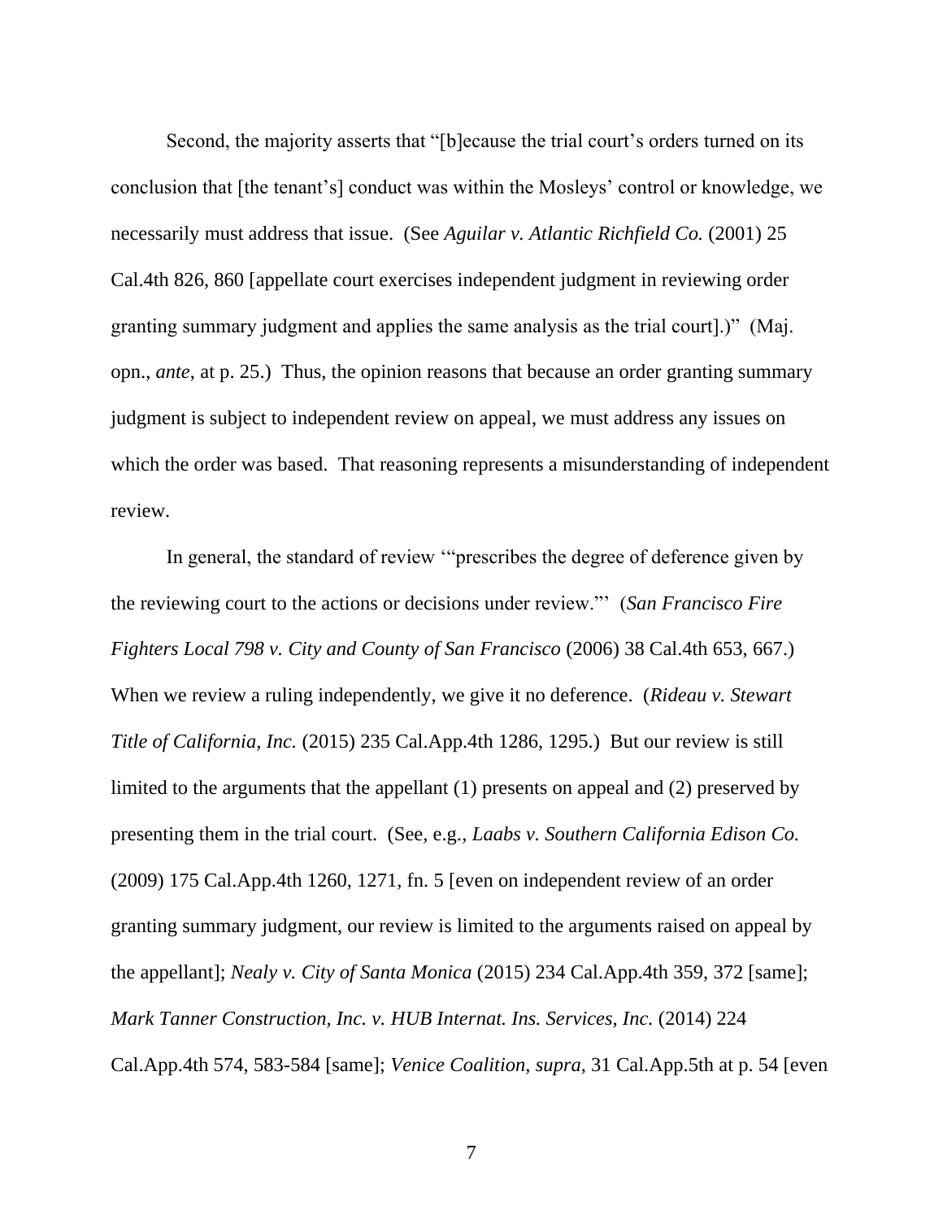Second, the majority asserts that "[b]ecause the trial court's orders turned on its conclusion that [the tenant's] conduct was within the Mosleys' control or knowledge, we necessarily must address that issue. (See *Aguilar v. Atlantic Richfield Co.* (2001) 25 Cal.4th 826, 860 [appellate court exercises independent judgment in reviewing order granting summary judgment and applies the same analysis as the trial court].)" (Maj. opn., *ante*, at p. 25.) Thus, the opinion reasons that because an order granting summary judgment is subject to independent review on appeal, we must address any issues on which the order was based. That reasoning represents a misunderstanding of independent review.

In general, the standard of review '"prescribes the degree of deference given by the reviewing court to the actions or decisions under review."' (*San Francisco Fire Fighters Local 798 v. City and County of San Francisco* (2006) 38 Cal.4th 653, 667.) When we review a ruling independently, we give it no deference. (*Rideau v. Stewart Title of California, Inc.* (2015) 235 Cal.App.4th 1286, 1295.) But our review is still limited to the arguments that the appellant (1) presents on appeal and (2) preserved by presenting them in the trial court. (See, e.g., *Laabs v. Southern California Edison Co.* (2009) 175 Cal.App.4th 1260, 1271, fn. 5 [even on independent review of an order granting summary judgment, our review is limited to the arguments raised on appeal by the appellant]; *Nealy v. City of Santa Monica* (2015) 234 Cal.App.4th 359, 372 [same]; *Mark Tanner Construction, Inc. v. HUB Internat. Ins. Services, Inc.* (2014) 224 Cal.App.4th 574, 583-584 [same]; *Venice Coalition*, *supra*, 31 Cal.App.5th at p. 54 [even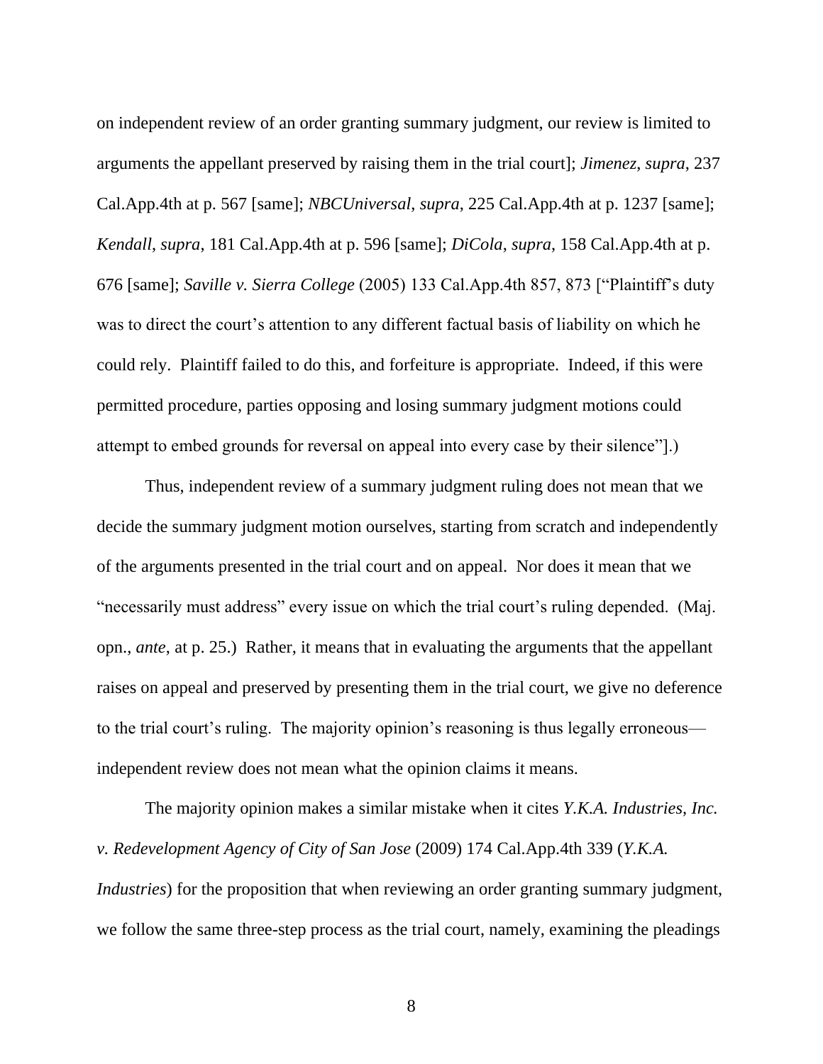on independent review of an order granting summary judgment, our review is limited to arguments the appellant preserved by raising them in the trial court]; *Jimenez*, *supra*, 237 Cal.App.4th at p. 567 [same]; *NBCUniversal*, *supra*, 225 Cal.App.4th at p. 1237 [same]; *Kendall*, *supra*, 181 Cal.App.4th at p. 596 [same]; *DiCola*, *supra*, 158 Cal.App.4th at p. 676 [same]; *Saville v. Sierra College* (2005) 133 Cal.App.4th 857, 873 ["Plaintiff's duty was to direct the court's attention to any different factual basis of liability on which he could rely. Plaintiff failed to do this, and forfeiture is appropriate. Indeed, if this were permitted procedure, parties opposing and losing summary judgment motions could attempt to embed grounds for reversal on appeal into every case by their silence"].)

Thus, independent review of a summary judgment ruling does not mean that we decide the summary judgment motion ourselves, starting from scratch and independently of the arguments presented in the trial court and on appeal. Nor does it mean that we "necessarily must address" every issue on which the trial court's ruling depended. (Maj. opn., *ante*, at p. 25.) Rather, it means that in evaluating the arguments that the appellant raises on appeal and preserved by presenting them in the trial court, we give no deference to the trial court's ruling. The majority opinion's reasoning is thus legally erroneous—independent review does not mean what the opinion claims it means.

The majority opinion makes a similar mistake when it cites *Y.K.A. Industries, Inc. v. Redevelopment Agency of City of San Jose* (2009) 174 Cal.App.4th 339 (*Y.K.A. Industries*) for the proposition that when reviewing an order granting summary judgment, we follow the same three-step process as the trial court, namely, examining the pleadings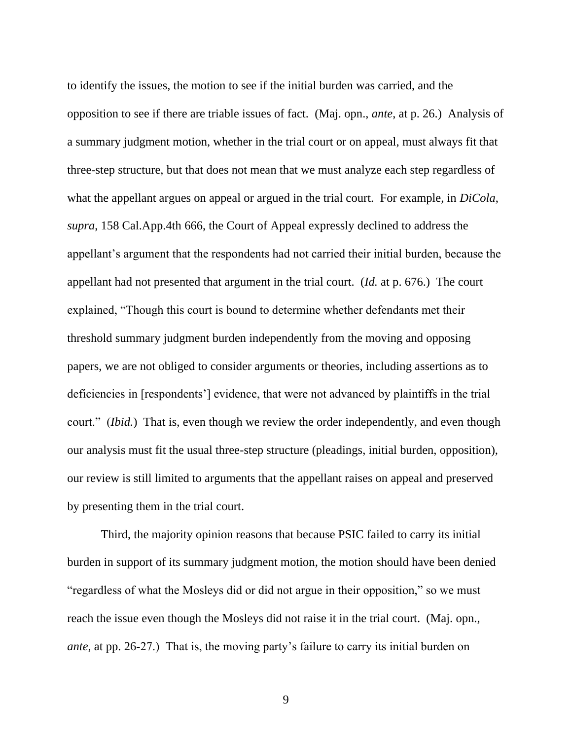to identify the issues, the motion to see if the initial burden was carried, and the opposition to see if there are triable issues of fact. (Maj. opn., *ante*, at p. 26.) Analysis of a summary judgment motion, whether in the trial court or on appeal, must always fit that three-step structure, but that does not mean that we must analyze each step regardless of what the appellant argues on appeal or argued in the trial court. For example, in *DiCola*, *supra*, 158 Cal.App.4th 666, the Court of Appeal expressly declined to address the appellant's argument that the respondents had not carried their initial burden, because the appellant had not presented that argument in the trial court. (*Id.* at p. 676.) The court explained, "Though this court is bound to determine whether defendants met their threshold summary judgment burden independently from the moving and opposing papers, we are not obliged to consider arguments or theories, including assertions as to deficiencies in [respondents'] evidence, that were not advanced by plaintiffs in the trial court." (*Ibid.*) That is, even though we review the order independently, and even though our analysis must fit the usual three-step structure (pleadings, initial burden, opposition), our review is still limited to arguments that the appellant raises on appeal and preserved by presenting them in the trial court.

Third, the majority opinion reasons that because PSIC failed to carry its initial burden in support of its summary judgment motion, the motion should have been denied "regardless of what the Mosleys did or did not argue in their opposition," so we must reach the issue even though the Mosleys did not raise it in the trial court. (Maj. opn., *ante*, at pp. 26-27.) That is, the moving party's failure to carry its initial burden on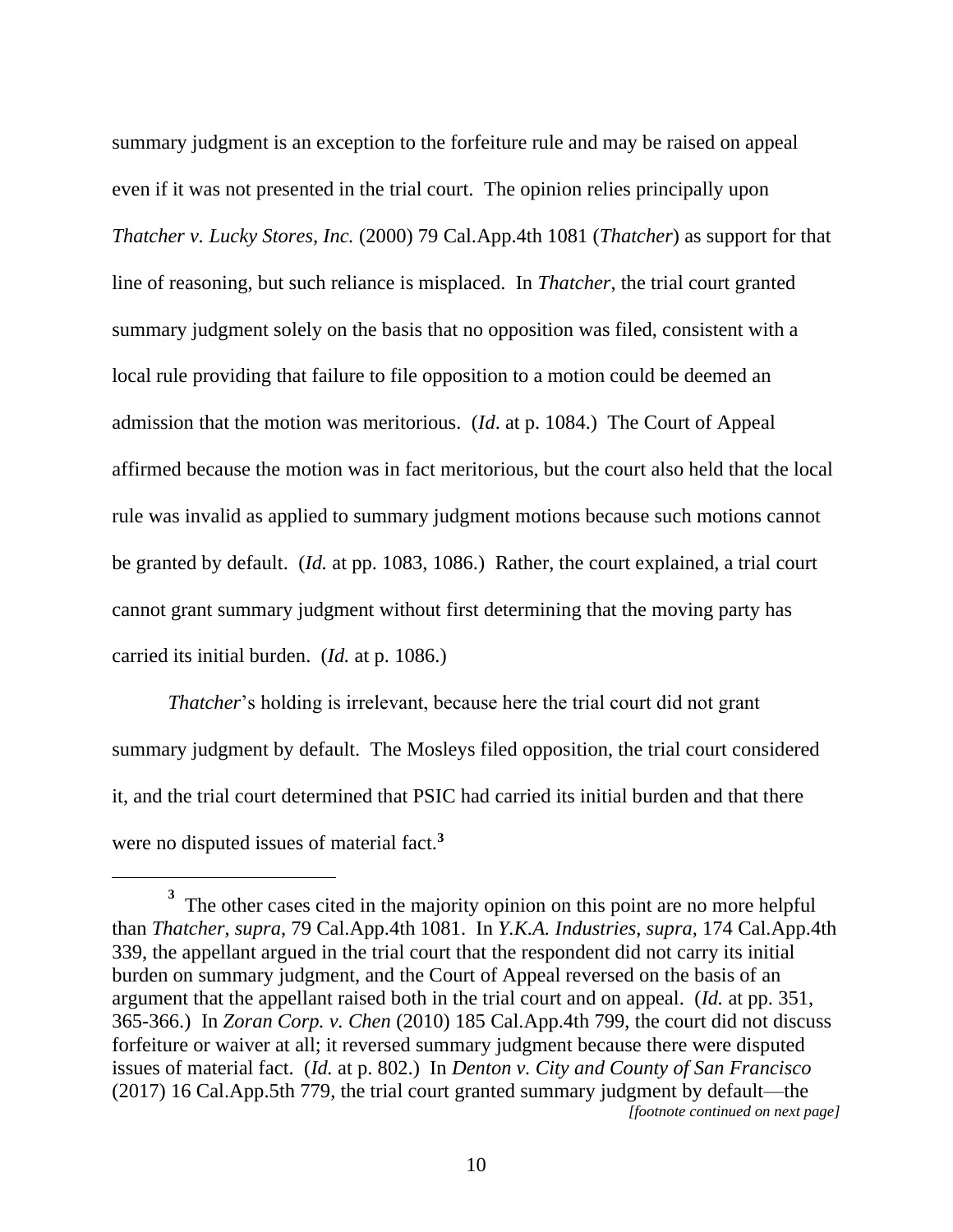summary judgment is an exception to the forfeiture rule and may be raised on appeal even if it was not presented in the trial court. The opinion relies principally upon *Thatcher v. Lucky Stores, Inc.* (2000) 79 Cal.App.4th 1081 (*Thatcher*) as support for that line of reasoning, but such reliance is misplaced. In *Thatcher*, the trial court granted summary judgment solely on the basis that no opposition was filed, consistent with a local rule providing that failure to file opposition to a motion could be deemed an admission that the motion was meritorious. (*Id*. at p. 1084.) The Court of Appeal affirmed because the motion was in fact meritorious, but the court also held that the local rule was invalid as applied to summary judgment motions because such motions cannot be granted by default. (*Id.* at pp. 1083, 1086.) Rather, the court explained, a trial court cannot grant summary judgment without first determining that the moving party has carried its initial burden. (*Id.* at p. 1086.)

*Thatcher*'s holding is irrelevant, because here the trial court did not grant summary judgment by default. The Mosleys filed opposition, the trial court considered it, and the trial court determined that PSIC had carried its initial burden and that there were no disputed issues of material fact.[3]

---

[3] The other cases cited in the majority opinion on this point are no more helpful than *Thatcher*, *supra*, 79 Cal.App.4th 1081. In *Y.K.A. Industries*, *supra*, 174 Cal.App.4th 339, the appellant argued in the trial court that the respondent did not carry its initial burden on summary judgment, and the Court of Appeal reversed on the basis of an argument that the appellant raised both in the trial court and on appeal. (*Id.* at pp. 351, 365-366.) In *Zoran Corp. v. Chen* (2010) 185 Cal.App.4th 799, the court did not discuss forfeiture or waiver at all; it reversed summary judgment because there were disputed issues of material fact. (*Id.* at p. 802.) In *Denton v. City and County of San Francisco* (2017) 16 Cal.App.5th 779, the trial court granted summary judgment by default—the

*[footnote continued on next page]*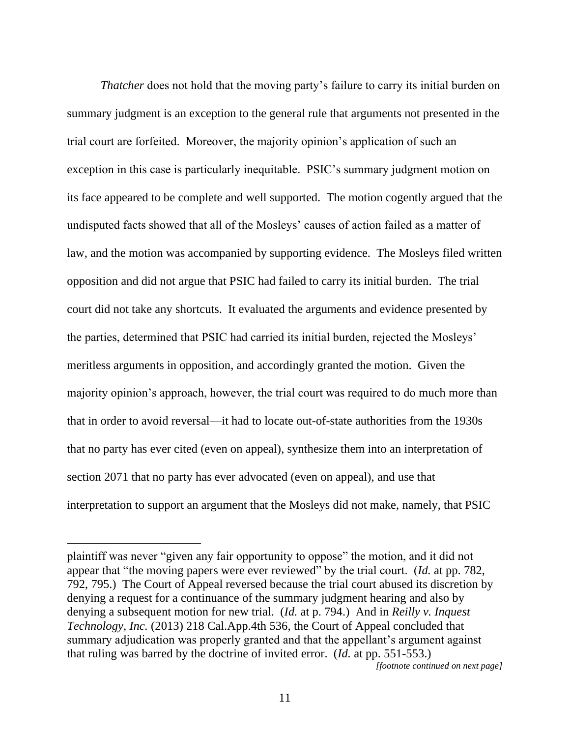*Thatcher* does not hold that the moving party's failure to carry its initial burden on summary judgment is an exception to the general rule that arguments not presented in the trial court are forfeited. Moreover, the majority opinion's application of such an exception in this case is particularly inequitable. PSIC's summary judgment motion on its face appeared to be complete and well supported. The motion cogently argued that the undisputed facts showed that all of the Mosleys' causes of action failed as a matter of law, and the motion was accompanied by supporting evidence. The Mosleys filed written opposition and did not argue that PSIC had failed to carry its initial burden. The trial court did not take any shortcuts. It evaluated the arguments and evidence presented by the parties, determined that PSIC had carried its initial burden, rejected the Mosleys' meritless arguments in opposition, and accordingly granted the motion. Given the majority opinion's approach, however, the trial court was required to do much more than that in order to avoid reversal—it had to locate out-of-state authorities from the 1930s that no party has ever cited (even on appeal), synthesize them into an interpretation of section 2071 that no party has ever advocated (even on appeal), and use that interpretation to support an argument that the Mosleys did not make, namely, that PSIC

---

plaintiff was never "given any fair opportunity to oppose" the motion, and it did not appear that "the moving papers were ever reviewed" by the trial court. (*Id.* at pp. 782, 792, 795.) The Court of Appeal reversed because the trial court abused its discretion by denying a request for a continuance of the summary judgment hearing and also by denying a subsequent motion for new trial. (*Id.* at p. 794.) And in *Reilly v. Inquest Technology, Inc.* (2013) 218 Cal.App.4th 536, the Court of Appeal concluded that summary adjudication was properly granted and that the appellant's argument against that ruling was barred by the doctrine of invited error. (*Id.* at pp. 551-553.)

*[footnote continued on next page]*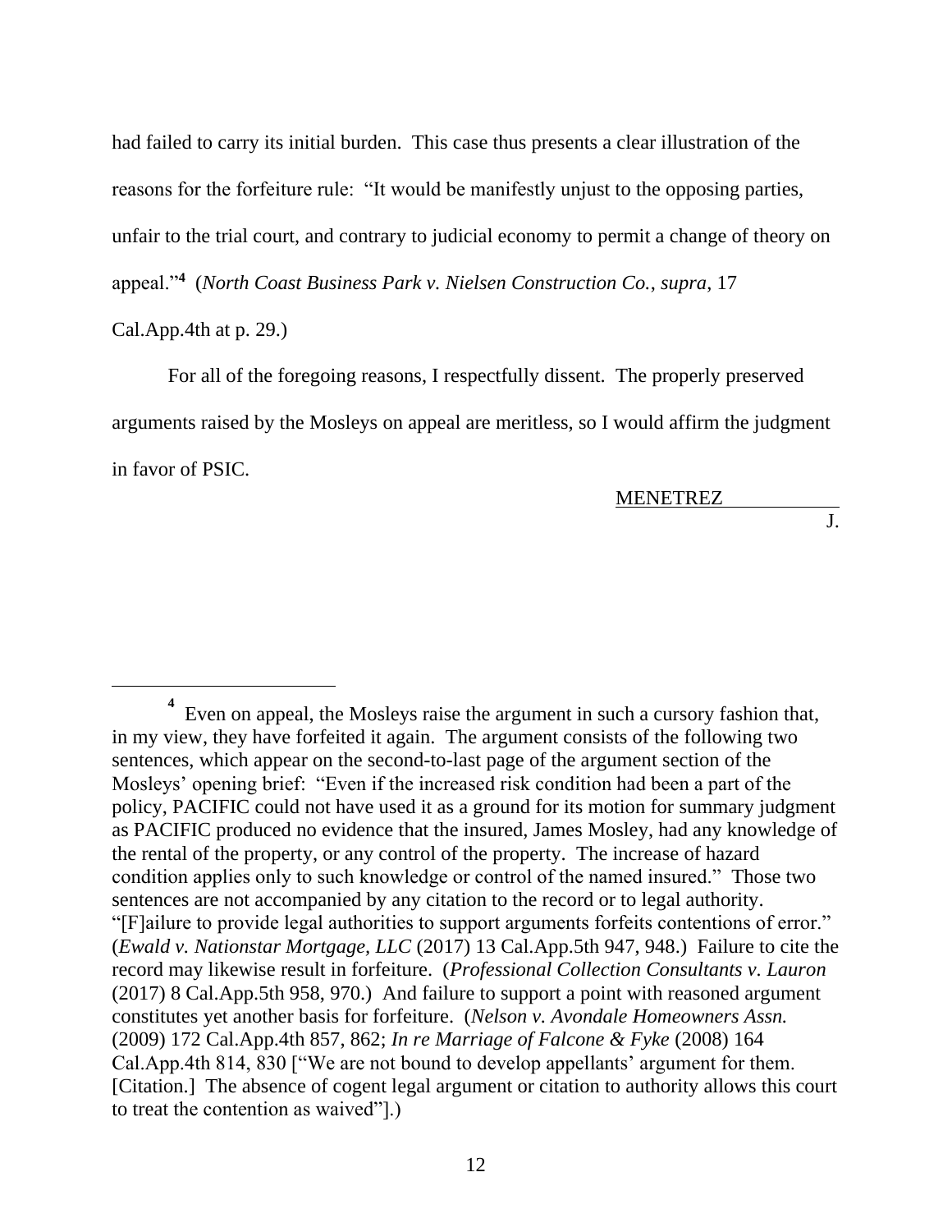had failed to carry its initial burden. This case thus presents a clear illustration of the reasons for the forfeiture rule: "It would be manifestly unjust to the opposing parties, unfair to the trial court, and contrary to judicial economy to permit a change of theory on appeal."[4] (*North Coast Business Park v. Nielsen Construction Co.*, *supra*, 17 Cal.App.4th at p. 29.)

For all of the foregoing reasons, I respectfully dissent. The properly preserved arguments raised by the Mosleys on appeal are meritless, so I would affirm the judgment in favor of PSIC.

MENETREZ
J.

---

[4] Even on appeal, the Mosleys raise the argument in such a cursory fashion that, in my view, they have forfeited it again. The argument consists of the following two sentences, which appear on the second-to-last page of the argument section of the Mosleys' opening brief: "Even if the increased risk condition had been a part of the policy, PACIFIC could not have used it as a ground for its motion for summary judgment as PACIFIC produced no evidence that the insured, James Mosley, had any knowledge of the rental of the property, or any control of the property. The increase of hazard condition applies only to such knowledge or control of the named insured." Those two sentences are not accompanied by any citation to the record or to legal authority. "[F]ailure to provide legal authorities to support arguments forfeits contentions of error." (*Ewald v. Nationstar Mortgage, LLC* (2017) 13 Cal.App.5th 947, 948.) Failure to cite the record may likewise result in forfeiture. (*Professional Collection Consultants v. Lauron* (2017) 8 Cal.App.5th 958, 970.) And failure to support a point with reasoned argument constitutes yet another basis for forfeiture. (*Nelson v. Avondale Homeowners Assn.* (2009) 172 Cal.App.4th 857, 862; *In re Marriage of Falcone & Fyke* (2008) 164 Cal.App.4th 814, 830 ["We are not bound to develop appellants' argument for them. [Citation.] The absence of cogent legal argument or citation to authority allows this court to treat the contention as waived"].)